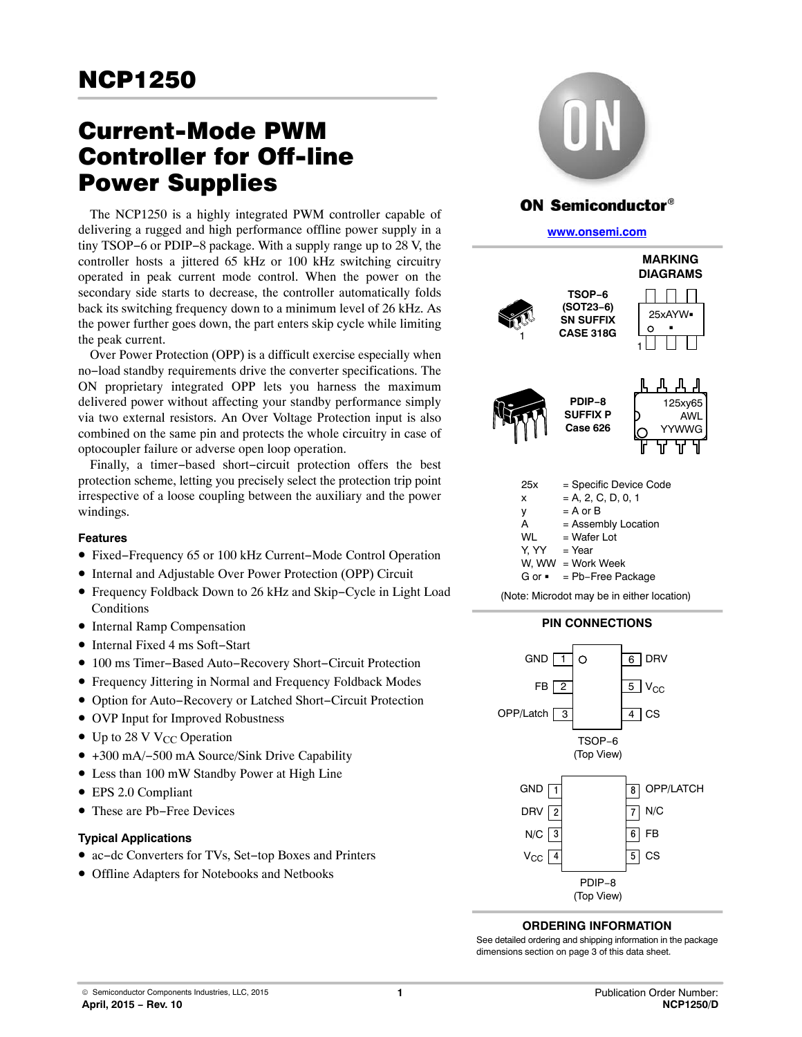# NCP1250

## Current-Mode PWM Controller for Off-line Power Supplies

The NCP1250 is a highly integrated PWM controller capable of delivering a rugged and high performance offline power supply in a tiny TSOP−6 or PDIP−8 package. With a supply range up to 28 V, the controller hosts a jittered 65 kHz or 100 kHz switching circuitry operated in peak current mode control. When the power on the secondary side starts to decrease, the controller automatically folds back its switching frequency down to a minimum level of 26 kHz. As the power further goes down, the part enters skip cycle while limiting the peak current.

Over Power Protection (OPP) is a difficult exercise especially when no−load standby requirements drive the converter specifications. The ON proprietary integrated OPP lets you harness the maximum delivered power without affecting your standby performance simply via two external resistors. An Over Voltage Protection input is also combined on the same pin and protects the whole circuitry in case of optocoupler failure or adverse open loop operation.

Finally, a timer−based short−circuit protection offers the best protection scheme, letting you precisely select the protection trip point irrespective of a loose coupling between the auxiliary and the power windings.

### Features

- Fixed−Frequency 65 or 100 kHz Current−Mode Control Operation
- Internal and Adjustable Over Power Protection (OPP) Circuit
- Frequency Foldback Down to 26 kHz and Skip−Cycle in Light Load Conditions
- Internal Ramp Compensation
- Internal Fixed 4 ms Soft−Start
- 100 ms Timer−Based Auto−Recovery Short−Circuit Protection
- Frequency Jittering in Normal and Frequency Foldback Modes
- Option for Auto−Recovery or Latched Short−Circuit Protection
- OVP Input for Improved Robustness
- Up to 28 V $V_{CC}$ Operation
- +300 mA/−500 mA Source/Sink Drive Capability
- Less than 100 mW Standby Power at High Line
- EPS 2.0 Compliant
- These are Pb−Free Devices

### Typical Applications

- ac−dc Converters for TVs, Set−top Boxes and Printers
- Offline Adapters for Notebooks and Netbooks

**ON Semiconductor®**

**www.onsemi.com**

### MARKING DIAGRAMS

**TSOP−6 (SOT23−6) SN SUFFIX CASE 318G**

25xAYW▪

**PDIP−8 SUFFIX P Case 626**

125xy65
AWL
YYWWG

| | |
|---|---|
| 25x | = Specific Device Code |
| x | = A, 2, C, D, 0, 1 |
| y | = A or B |
| A | = Assembly Location |
| WL | = Wafer Lot |
| Y, YY | = Year |
| W, WW | = Work Week |
| G or ▪ | = Pb−Free Package |

(Note: Microdot may be in either location)

### PIN CONNECTIONS

**TSOP−6 (Top View)**

| Pin | Name | Pin | Name |
|---|---|---|---|
| 1 | GND | 6 | DRV |
| 2 | FB | 5 | $V_{CC}$ |
| 3 | OPP/Latch | 4 | CS |

**PDIP−8 (Top View)**

| Pin | Name | Pin | Name |
|---|---|---|---|
| 1 | GND | 8 | OPP/LATCH |
| 2 | DRV | 7 | N/C |
| 3 | N/C | 6 | FB |
| 4 | $V_{CC}$ | 5 | CS |

### ORDERING INFORMATION

See detailed ordering and shipping information in the package dimensions section on page 3 of this data sheet.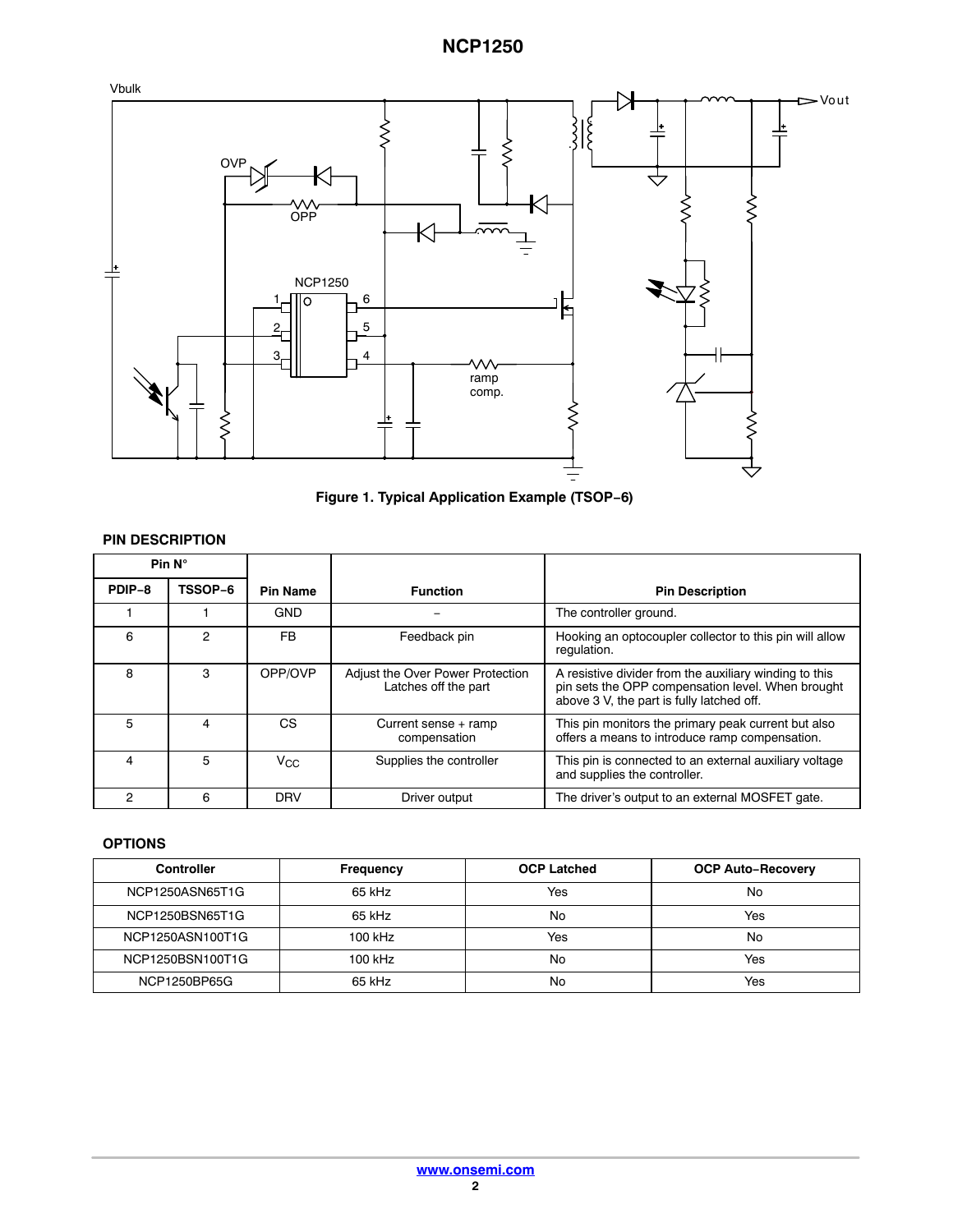Figure 1. Typical Application Example (TSOP−6)

## PIN DESCRIPTION

| Pin N° | | Pin Name | Function | Pin Description |
|---|---|---|---|---|
| PDIP−8 | TSSOP−6 | | | |
| 1 | 1 | GND | − | The controller ground. |
| 6 | 2 | FB | Feedback pin | Hooking an optocoupler collector to this pin will allow regulation. |
| 8 | 3 | OPP/OVP | Adjust the Over Power Protection Latches off the part | A resistive divider from the auxiliary winding to this pin sets the OPP compensation level. When brought above 3 V, the part is fully latched off. |
| 5 | 4 | CS | Current sense + ramp compensation | This pin monitors the primary peak current but also offers a means to introduce ramp compensation. |
| 4 | 5 | $V_{CC}$ | Supplies the controller | This pin is connected to an external auxiliary voltage and supplies the controller. |
| 2 | 6 | DRV | Driver output | The driver's output to an external MOSFET gate. |

## OPTIONS

| Controller | Frequency | OCP Latched | OCP Auto−Recovery |
|---|---|---|---|
| NCP1250ASN65T1G | 65 kHz | Yes | No |
| NCP1250BSN65T1G | 65 kHz | No | Yes |
| NCP1250ASN100T1G | 100 kHz | Yes | No |
| NCP1250BSN100T1G | 100 kHz | No | Yes |
| NCP1250BP65G | 65 kHz | No | Yes |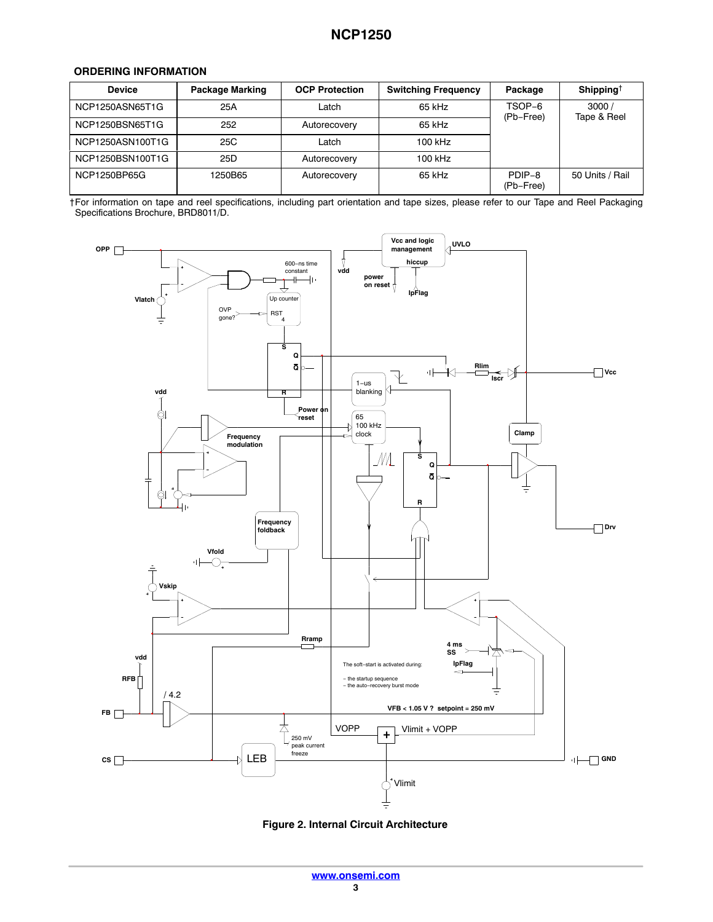## ORDERING INFORMATION

| Device | Package Marking | OCP Protection | Switching Frequency | Package | Shipping† |
|---|---|---|---|---|---|
| NCP1250ASN65T1G | 25A | Latch | 65 kHz | TSOP−6 (Pb−Free) | 3000 / Tape & Reel |
| NCP1250BSN65T1G | 252 | Autorecovery | 65 kHz | | |
| NCP1250ASN100T1G | 25C | Latch | 100 kHz | | |
| NCP1250BSN100T1G | 25D | Autorecovery | 100 kHz | | |
| NCP1250BP65G | 1250B65 | Autorecovery | 65 kHz | PDIP−8 (Pb−Free) | 50 Units / Rail |

†For information on tape and reel specifications, including part orientation and tape sizes, please refer to our Tape and Reel Packaging Specifications Brochure, BRD8011/D.

**Figure 2. Internal Circuit Architecture**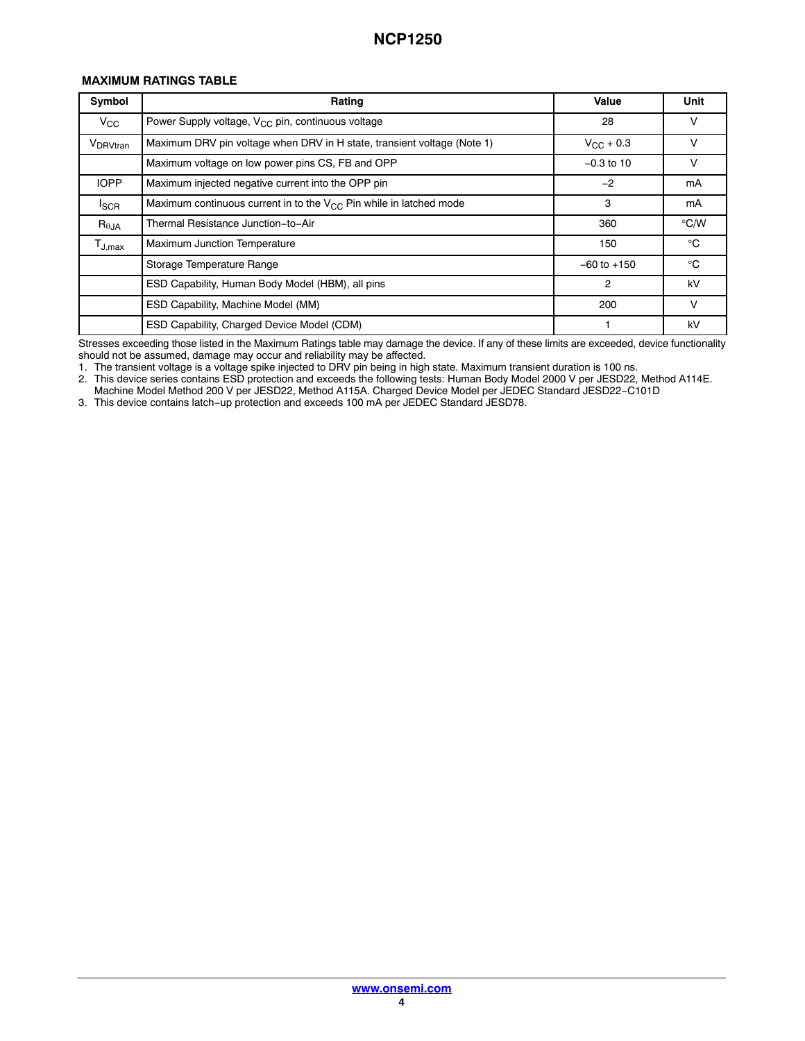## MAXIMUM RATINGS TABLE

| Symbol | Rating | Value | Unit |
| --- | --- | --- | --- |
| $V_{CC}$ | Power Supply voltage, $V_{CC}$ pin, continuous voltage | 28 | V |
| $V_{DRVtran}$ | Maximum DRV pin voltage when DRV in H state, transient voltage (Note 1) | $V_{CC}$ + 0.3 | V |
| | Maximum voltage on low power pins CS, FB and OPP | −0.3 to 10 | V |
| IOPP | Maximum injected negative current into the OPP pin | −2 | mA |
| $I_{SCR}$ | Maximum continuous current in to the $V_{CC}$ Pin while in latched mode | 3 | mA |
| $R_{\theta JA}$ | Thermal Resistance Junction−to−Air | 360 | °C/W |
| $T_{J,max}$ | Maximum Junction Temperature | 150 | °C |
| | Storage Temperature Range | −60 to +150 | °C |
| | ESD Capability, Human Body Model (HBM), all pins | 2 | kV |
| | ESD Capability, Machine Model (MM) | 200 | V |
| | ESD Capability, Charged Device Model (CDM) | 1 | kV |

Stresses exceeding those listed in the Maximum Ratings table may damage the device. If any of these limits are exceeded, device functionality should not be assumed, damage may occur and reliability may be affected.

1. The transient voltage is a voltage spike injected to DRV pin being in high state. Maximum transient duration is 100 ns.
2. This device series contains ESD protection and exceeds the following tests: Human Body Model 2000 V per JESD22, Method A114E. Machine Model Method 200 V per JESD22, Method A115A. Charged Device Model per JEDEC Standard JESD22−C101D
3. This device contains latch−up protection and exceeds 100 mA per JEDEC Standard JESD78.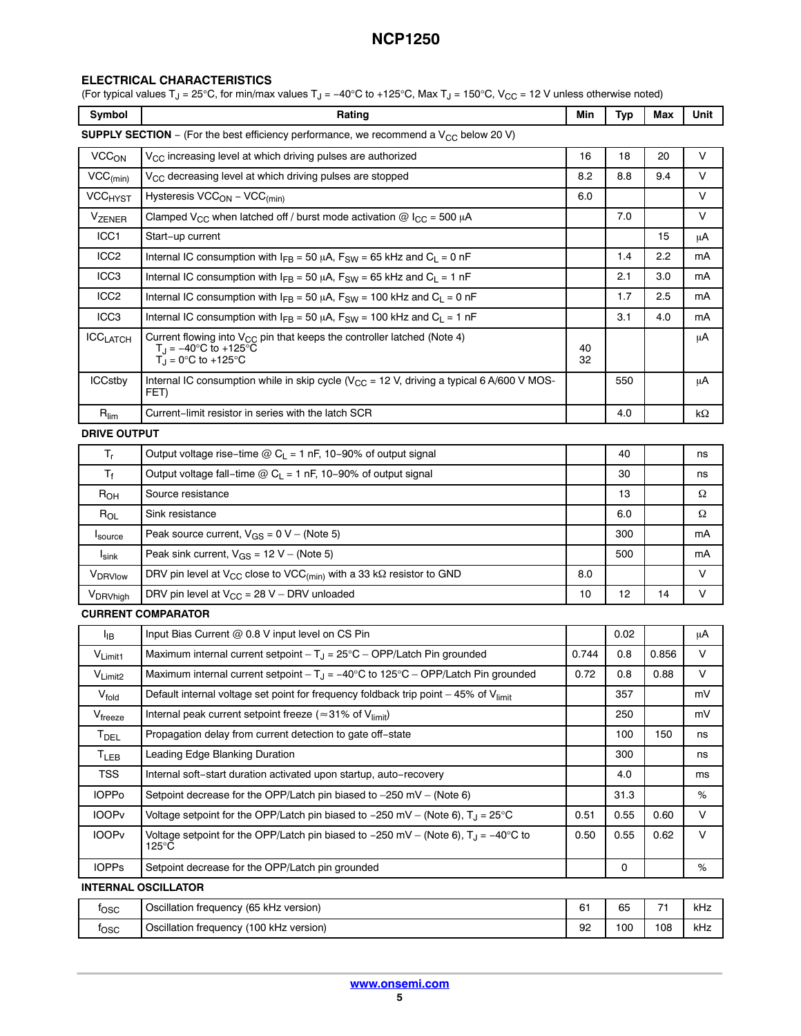## ELECTRICAL CHARACTERISTICS

(For typical values $T_J$ = 25°C, for min/max values $T_J$ = −40°C to +125°C, Max $T_J$ = 150°C, $V_{CC}$ = 12 V unless otherwise noted)

| Symbol | Rating | Min | Typ | Max | Unit |
|---|---|---|---|---|---|
| **SUPPLY SECTION** − (For the best efficiency performance, we recommend a $V_{CC}$ below 20 V) | | | | | |
| $VCC_{ON}$ | $V_{CC}$ increasing level at which driving pulses are authorized | 16 | 18 | 20 | V |
| $VCC_{(min)}$ | $V_{CC}$ decreasing level at which driving pulses are stopped | 8.2 | 8.8 | 9.4 | V |
| $VCC_{HYST}$ | Hysteresis $VCC_{ON}$ − $VCC_{(min)}$ | 6.0 | | | V |
| $V_{ZENER}$ | Clamped $V_{CC}$ when latched off / burst mode activation @ $I_{CC}$ = 500 μA | | 7.0 | | V |
| ICC1 | Start−up current | | | 15 | μA |
| ICC2 | Internal IC consumption with $I_{FB}$ = 50 μA, $F_{SW}$ = 65 kHz and $C_L$ = 0 nF | | 1.4 | 2.2 | mA |
| ICC3 | Internal IC consumption with $I_{FB}$ = 50 μA, $F_{SW}$ = 65 kHz and $C_L$ = 1 nF | | 2.1 | 3.0 | mA |
| ICC2 | Internal IC consumption with $I_{FB}$ = 50 μA, $F_{SW}$ = 100 kHz and $C_L$ = 0 nF | | 1.7 | 2.5 | mA |
| ICC3 | Internal IC consumption with $I_{FB}$ = 50 μA, $F_{SW}$ = 100 kHz and $C_L$ = 1 nF | | 3.1 | 4.0 | mA |
| $ICC_{LATCH}$ | Current flowing into $V_{CC}$ pin that keeps the controller latched (Note 4)<br>$T_J$ = −40°C to +125°C<br>$T_J$ = 0°C to +125°C | <br>40<br>32 | | | μA |
| ICCstby | Internal IC consumption while in skip cycle ($V_{CC}$ = 12 V, driving a typical 6 A/600 V MOSFET) | | 550 | | μA |
| $R_{lim}$ | Current−limit resistor in series with the latch SCR | | 4.0 | | kΩ |
| **DRIVE OUTPUT** | | | | | |
| $T_r$ | Output voltage rise−time @ $C_L$ = 1 nF, 10−90% of output signal | | 40 | | ns |
| $T_f$ | Output voltage fall−time @ $C_L$ = 1 nF, 10−90% of output signal | | 30 | | ns |
| $R_{OH}$ | Source resistance | | 13 | | Ω |
| $R_{OL}$ | Sink resistance | | 6.0 | | Ω |
| $I_{source}$ | Peak source current, $V_{GS}$ = 0 V − (Note 5) | | 300 | | mA |
| $I_{sink}$ | Peak sink current, $V_{GS}$ = 12 V − (Note 5) | | 500 | | mA |
| $V_{DRVlow}$ | DRV pin level at $V_{CC}$ close to $VCC_{(min)}$ with a 33 kΩ resistor to GND | 8.0 | | | V |
| $V_{DRVhigh}$ | DRV pin level at $V_{CC}$ = 28 V − DRV unloaded | 10 | 12 | 14 | V |
| **CURRENT COMPARATOR** | | | | | |
| $I_{IB}$ | Input Bias Current @ 0.8 V input level on CS Pin | | 0.02 | | μA |
| $V_{Limit1}$ | Maximum internal current setpoint − $T_J$ = 25°C − OPP/Latch Pin grounded | 0.744 | 0.8 | 0.856 | V |
| $V_{Limit2}$ | Maximum internal current setpoint − $T_J$ = −40°C to 125°C − OPP/Latch Pin grounded | 0.72 | 0.8 | 0.88 | V |
| $V_{fold}$ | Default internal voltage set point for frequency foldback trip point − 45% of $V_{limit}$ | | 357 | | mV |
| $V_{freeze}$ | Internal peak current setpoint freeze (≈31% of $V_{limit}$) | | 250 | | mV |
| $T_{DEL}$ | Propagation delay from current detection to gate off−state | | 100 | 150 | ns |
| $T_{LEB}$ | Leading Edge Blanking Duration | | 300 | | ns |
| TSS | Internal soft−start duration activated upon startup, auto−recovery | | 4.0 | | ms |
| IOPPo | Setpoint decrease for the OPP/Latch pin biased to −250 mV − (Note 6) | | 31.3 | | % |
| IOOPv | Voltage setpoint for the OPP/Latch pin biased to −250 mV − (Note 6), $T_J$ = 25°C | 0.51 | 0.55 | 0.60 | V |
| IOOPv | Voltage setpoint for the OPP/Latch pin biased to −250 mV − (Note 6), $T_J$ = −40°C to 125°C | 0.50 | 0.55 | 0.62 | V |
| IOPPs | Setpoint decrease for the OPP/Latch pin grounded | | 0 | | % |
| **INTERNAL OSCILLATOR** | | | | | |
| $f_{OSC}$ | Oscillation frequency (65 kHz version) | 61 | 65 | 71 | kHz |
| $f_{OSC}$ | Oscillation frequency (100 kHz version) | 92 | 100 | 108 | kHz |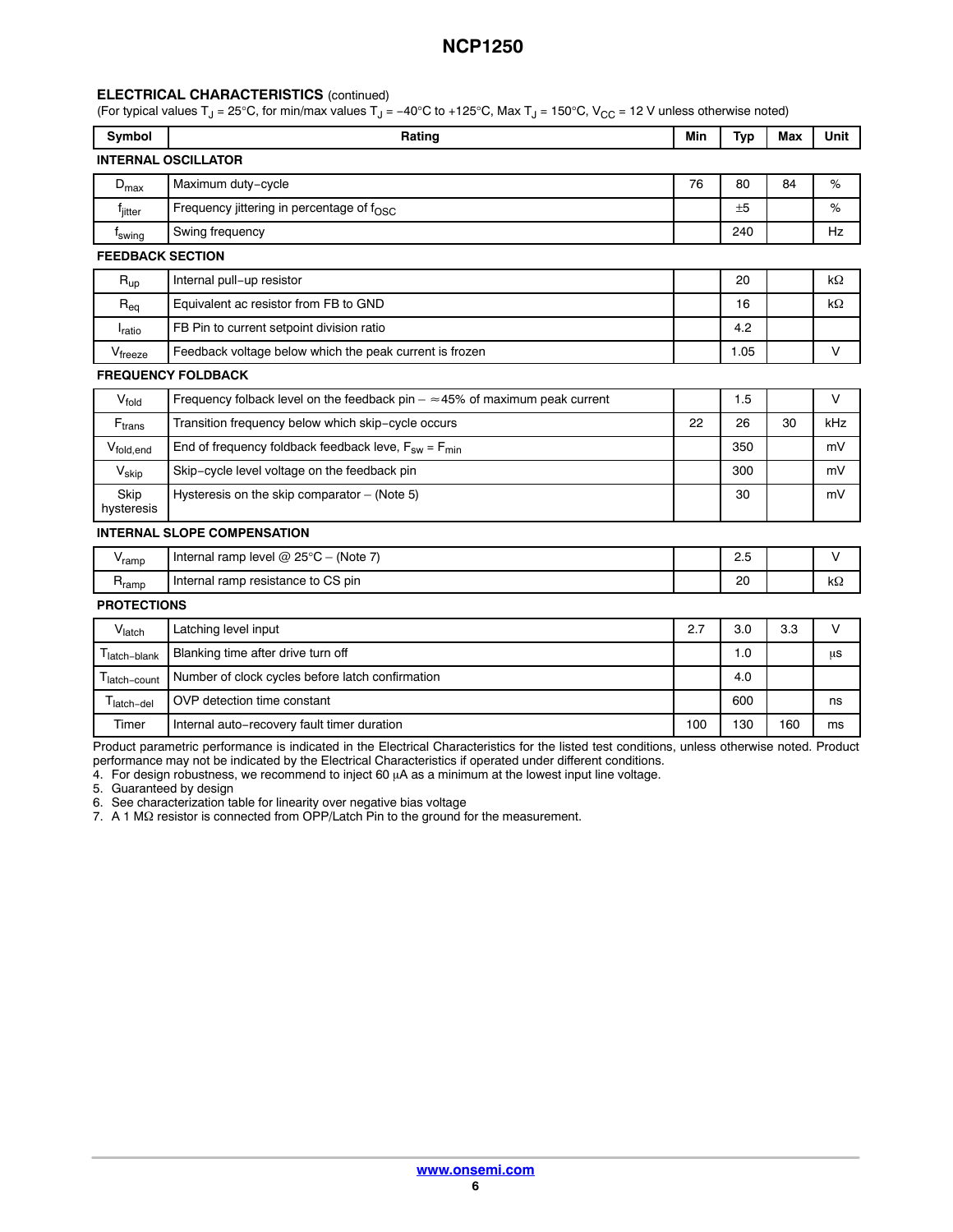## ELECTRICAL CHARACTERISTICS (continued)

(For typical values $T_J = 25°C$, for min/max values $T_J = -40°C$ to $+125°C$, Max $T_J = 150°C$, $V_{CC} = 12$ V unless otherwise noted)

| Symbol | Rating | Min | Typ | Max | Unit |
|---|---|---|---|---|---|
| **INTERNAL OSCILLATOR** | | | | | |
| $D_{max}$ | Maximum duty−cycle | 76 | 80 | 84 | % |
| $f_{jitter}$ | Frequency jittering in percentage of $f_{OSC}$ | | ±5 | | % |
| $f_{swing}$ | Swing frequency | | 240 | | Hz |
| **FEEDBACK SECTION** | | | | | |
| $R_{up}$ | Internal pull−up resistor | | 20 | | kΩ |
| $R_{eq}$ | Equivalent ac resistor from FB to GND | | 16 | | kΩ |
| $I_{ratio}$ | FB Pin to current setpoint division ratio | | 4.2 | | |
| $V_{freeze}$ | Feedback voltage below which the peak current is frozen | | 1.05 | | V |
| **FREQUENCY FOLDBACK** | | | | | |
| $V_{fold}$ | Frequency folback level on the feedback pin – ≈45% of maximum peak current | | 1.5 | | V |
| $F_{trans}$ | Transition frequency below which skip−cycle occurs | 22 | 26 | 30 | kHz |
| $V_{fold,end}$ | End of frequency foldback feedback leve, $F_{sw} = F_{min}$ | | 350 | | mV |
| $V_{skip}$ | Skip−cycle level voltage on the feedback pin | | 300 | | mV |
| Skip hysteresis | Hysteresis on the skip comparator – (Note 5) | | 30 | | mV |
| **INTERNAL SLOPE COMPENSATION** | | | | | |
| $V_{ramp}$ | Internal ramp level @ 25°C – (Note 7) | | 2.5 | | V |
| $R_{ramp}$ | Internal ramp resistance to CS pin | | 20 | | kΩ |
| **PROTECTIONS** | | | | | |
| $V_{latch}$ | Latching level input | 2.7 | 3.0 | 3.3 | V |
| $T_{latch-blank}$ | Blanking time after drive turn off | | 1.0 | | μs |
| $T_{latch-count}$ | Number of clock cycles before latch confirmation | | 4.0 | | |
| $T_{latch-del}$ | OVP detection time constant | | 600 | | ns |
| Timer | Internal auto−recovery fault timer duration | 100 | 130 | 160 | ms |

Product parametric performance is indicated in the Electrical Characteristics for the listed test conditions, unless otherwise noted. Product performance may not be indicated by the Electrical Characteristics if operated under different conditions.

4. For design robustness, we recommend to inject 60 μA as a minimum at the lowest input line voltage.
5. Guaranteed by design
6. See characterization table for linearity over negative bias voltage
7. A 1 MΩ resistor is connected from OPP/Latch Pin to the ground for the measurement.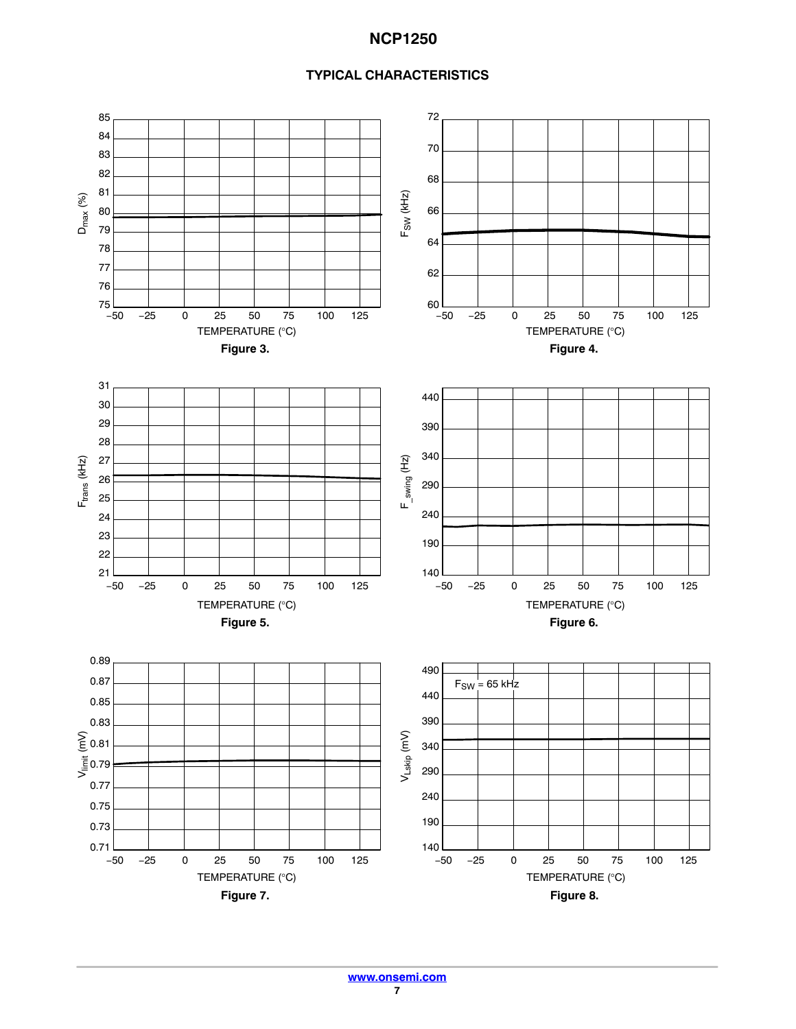## TYPICAL CHARACTERISTICS

Figure 3.

Figure 4.

Figure 5.

Figure 6.

Figure 7.

Figure 8.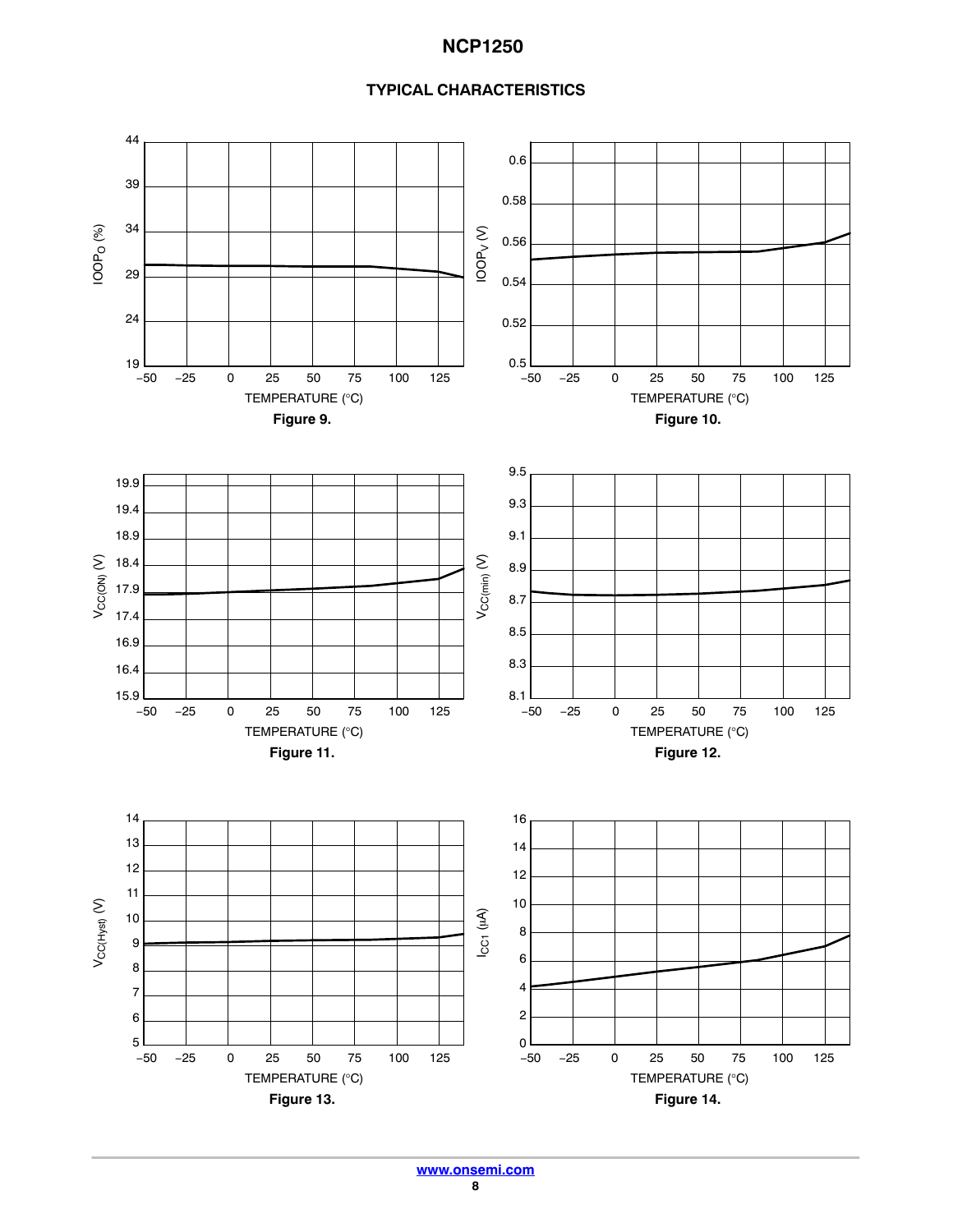## TYPICAL CHARACTERISTICS

Figure 9.

Figure 10.

Figure 11.

Figure 12.

Figure 13.

Figure 14.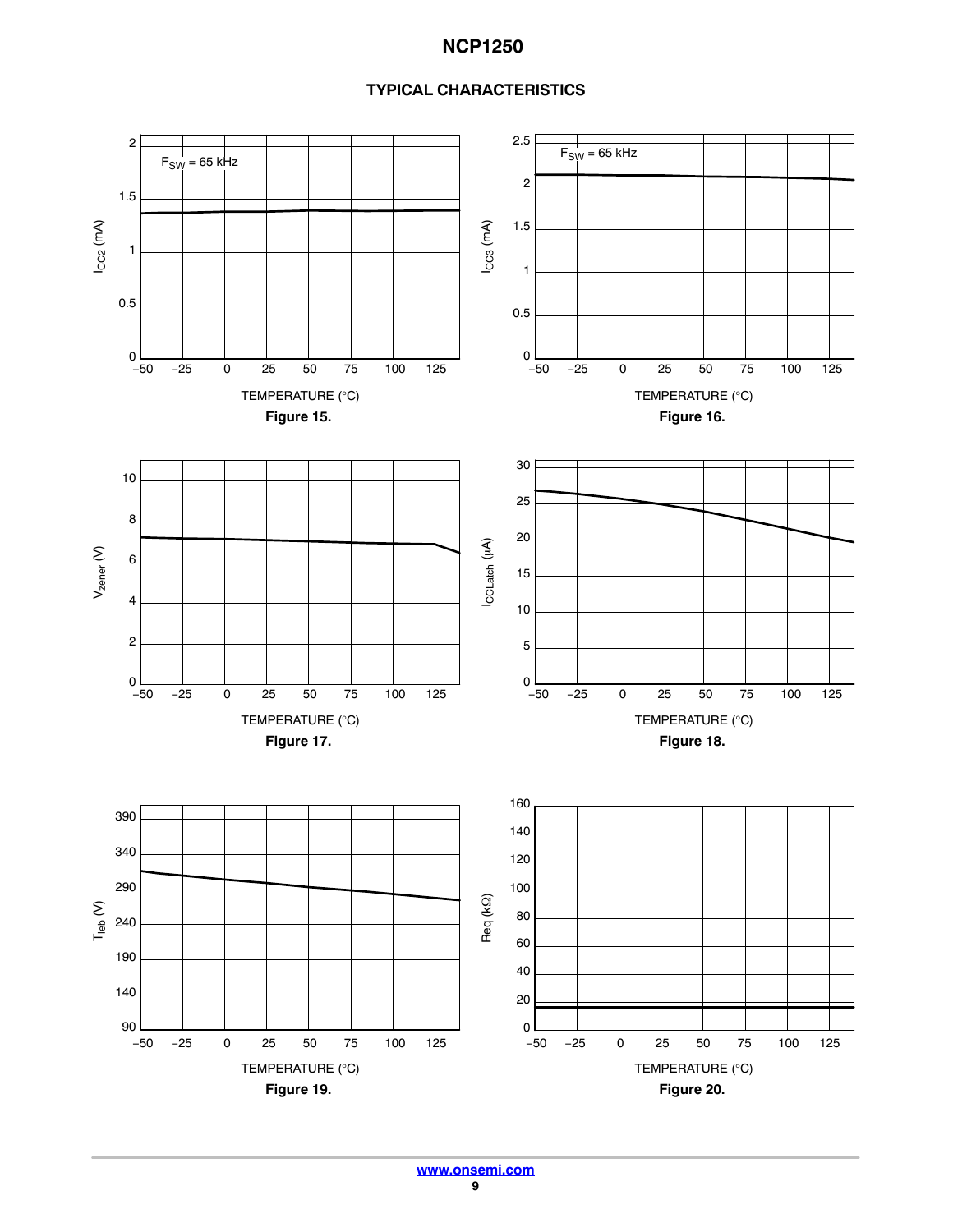## TYPICAL CHARACTERISTICS

$F_{SW}$ = 65 kHz

$I_{CC2}$ (mA)

TEMPERATURE (°C)

**Figure 15.**

$F_{SW}$ = 65 kHz

$I_{CC3}$ (mA)

TEMPERATURE (°C)

**Figure 16.**

$V_{zener}$ (V)

TEMPERATURE (°C)

**Figure 17.**

$I_{CCLatch}$ (μA)

TEMPERATURE (°C)

**Figure 18.**

$T_{leb}$ (V)

TEMPERATURE (°C)

**Figure 19.**

Req (kΩ)

TEMPERATURE (°C)

**Figure 20.**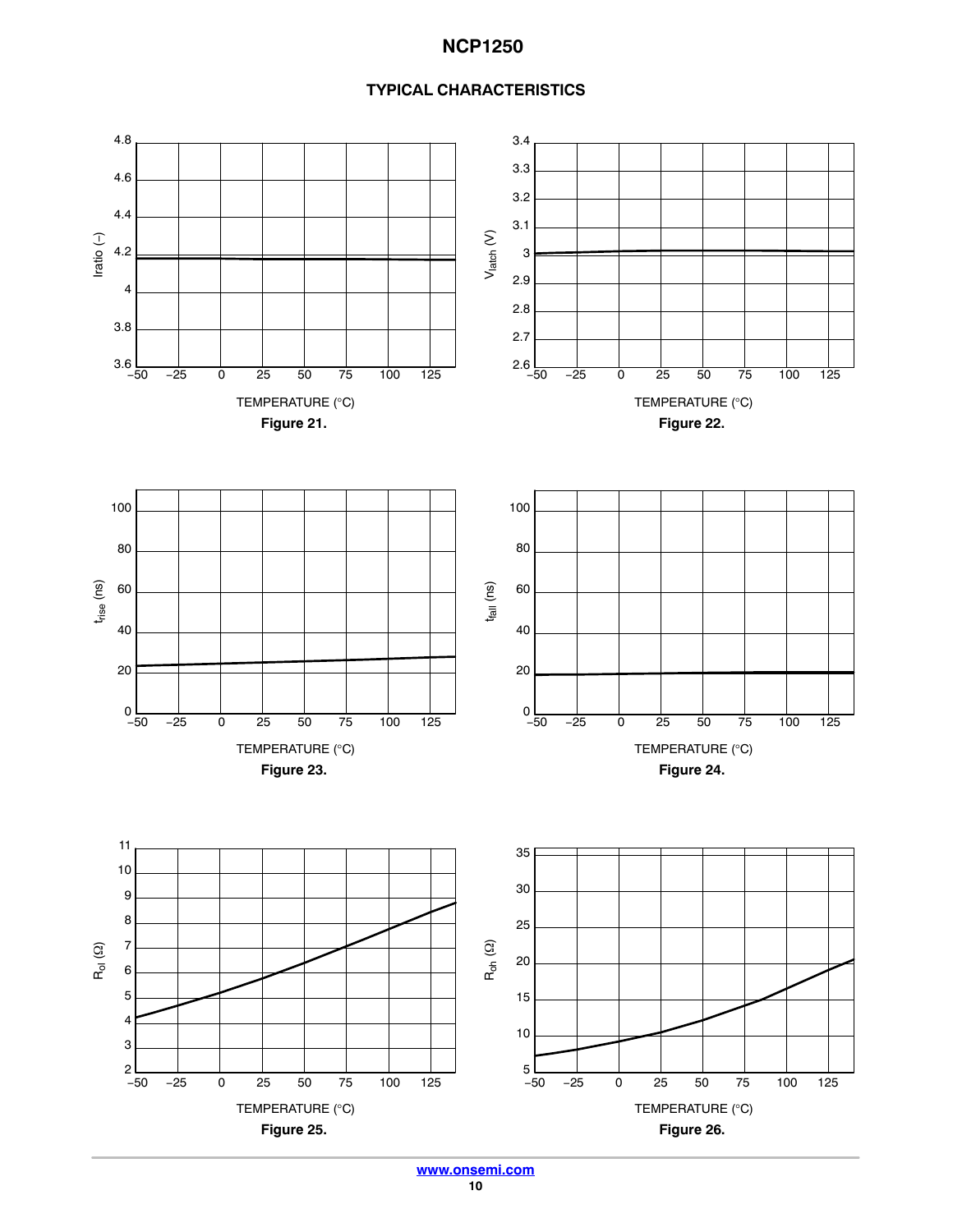## TYPICAL CHARACTERISTICS

Figure 21.

Figure 22.

Figure 23.

Figure 24.

Figure 25.

Figure 26.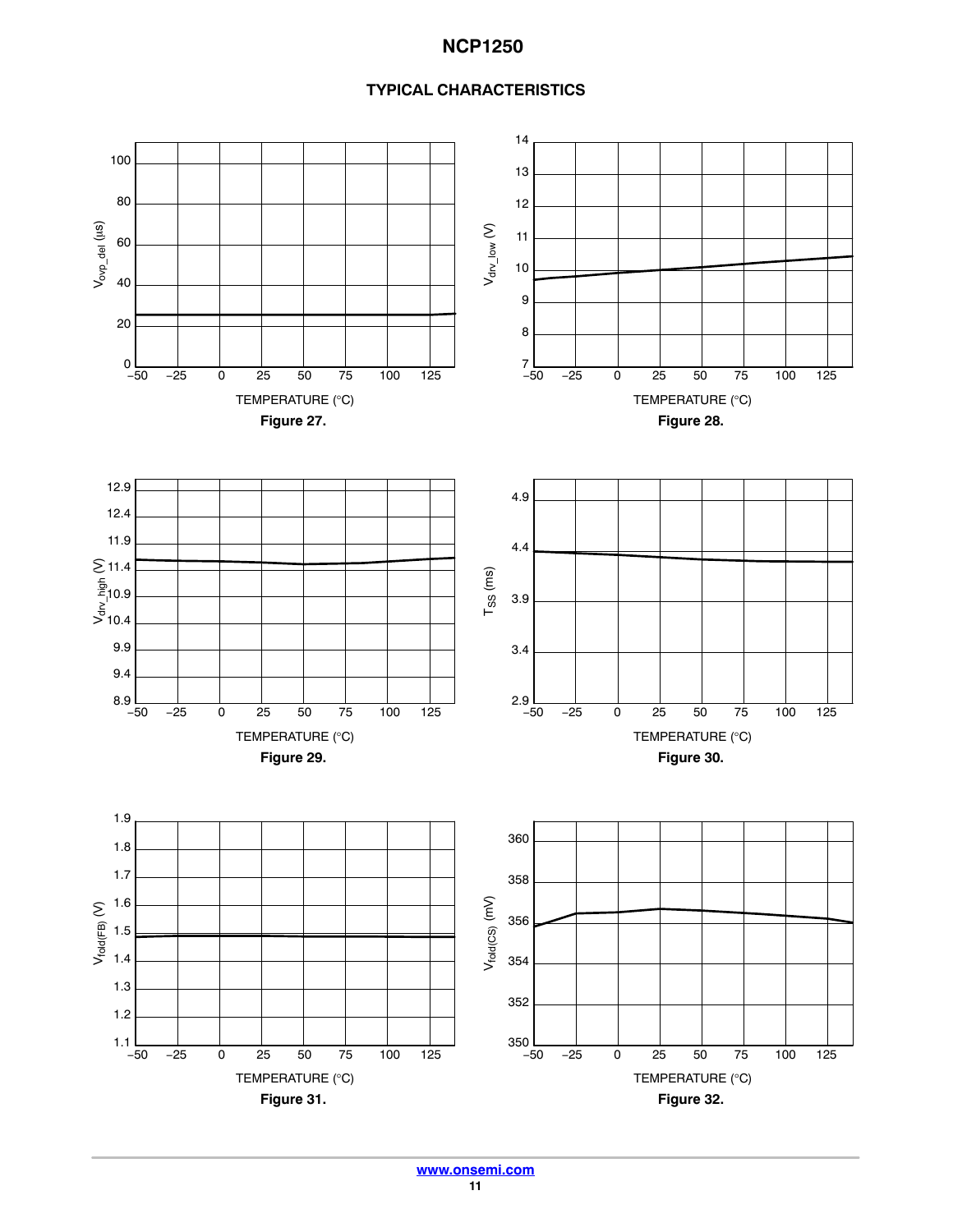## TYPICAL CHARACTERISTICS

Figure 27.

Figure 28.

Figure 29.

Figure 30.

Figure 31.

Figure 32.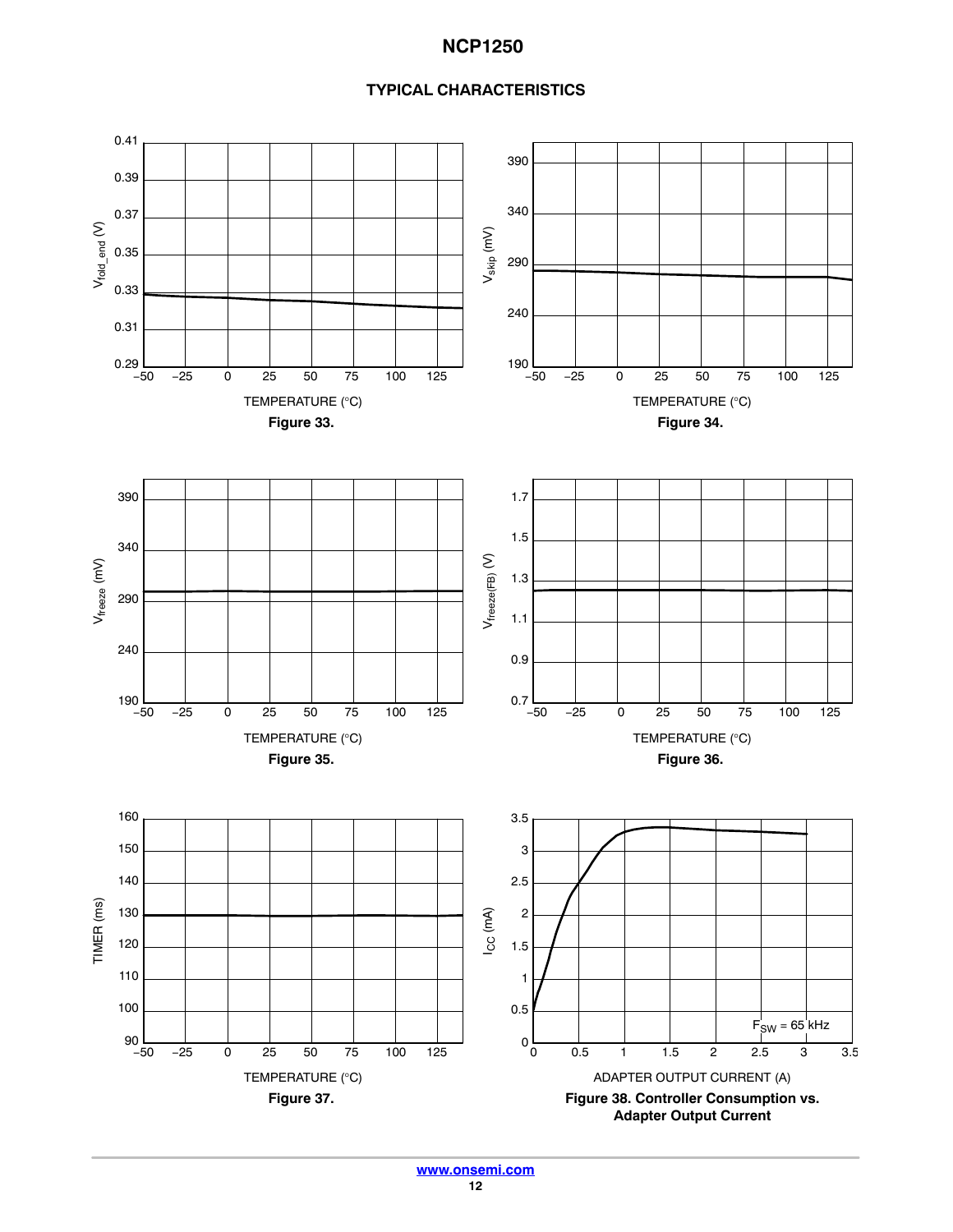## TYPICAL CHARACTERISTICS

**Figure 33.**

**Figure 34.**

**Figure 35.**

**Figure 36.**

**Figure 37.**

**Figure 38. Controller Consumption vs. Adapter Output Current**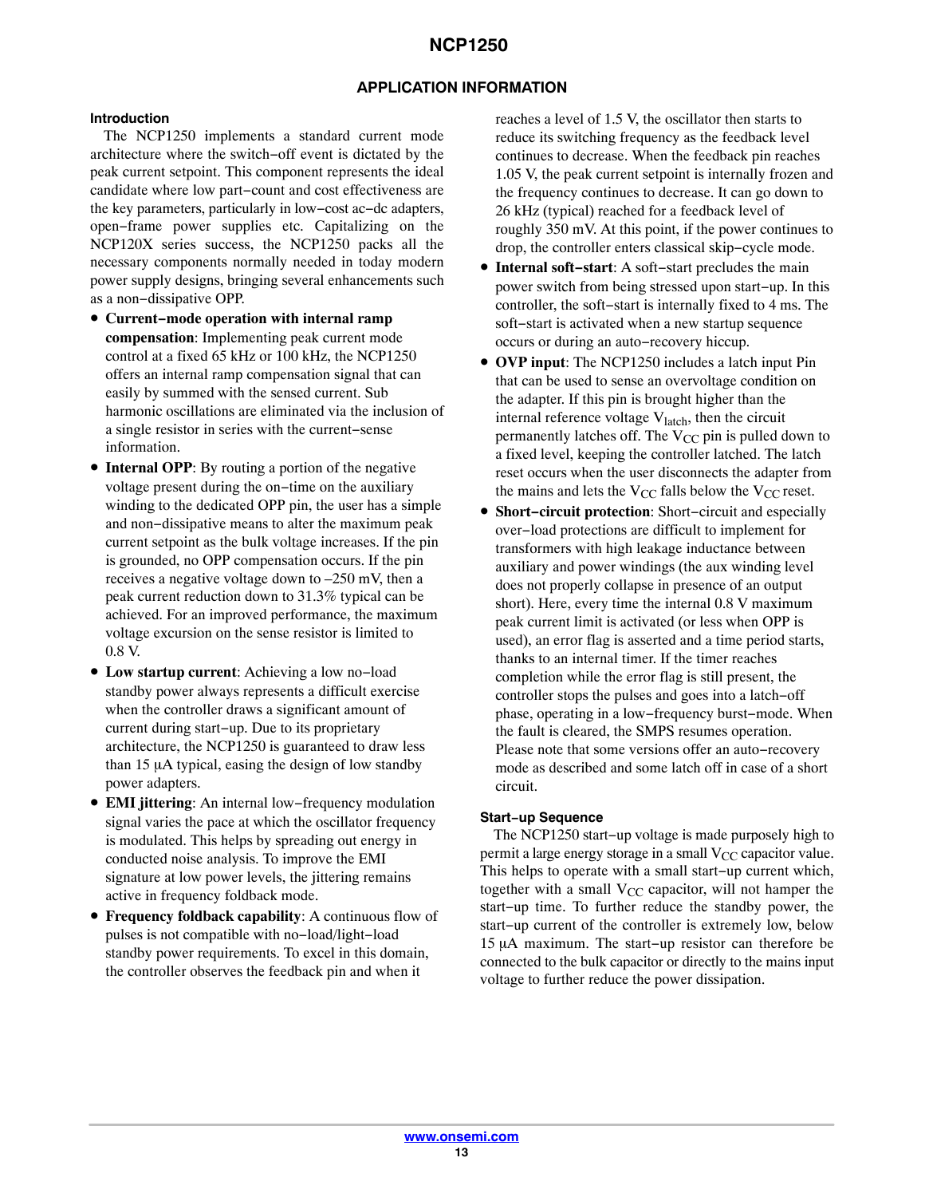## APPLICATION INFORMATION

### Introduction

The NCP1250 implements a standard current mode architecture where the switch−off event is dictated by the peak current setpoint. This component represents the ideal candidate where low part−count and cost effectiveness are the key parameters, particularly in low−cost ac−dc adapters, open−frame power supplies etc. Capitalizing on the NCP120X series success, the NCP1250 packs all the necessary components normally needed in today modern power supply designs, bringing several enhancements such as a non−dissipative OPP.

- **Current−mode operation with internal ramp compensation**: Implementing peak current mode control at a fixed 65 kHz or 100 kHz, the NCP1250 offers an internal ramp compensation signal that can easily by summed with the sensed current. Sub harmonic oscillations are eliminated via the inclusion of a single resistor in series with the current−sense information.
- **Internal OPP**: By routing a portion of the negative voltage present during the on−time on the auxiliary winding to the dedicated OPP pin, the user has a simple and non−dissipative means to alter the maximum peak current setpoint as the bulk voltage increases. If the pin is grounded, no OPP compensation occurs. If the pin receives a negative voltage down to –250 mV, then a peak current reduction down to 31.3% typical can be achieved. For an improved performance, the maximum voltage excursion on the sense resistor is limited to 0.8 V.
- **Low startup current**: Achieving a low no−load standby power always represents a difficult exercise when the controller draws a significant amount of current during start−up. Due to its proprietary architecture, the NCP1250 is guaranteed to draw less than 15 μA typical, easing the design of low standby power adapters.
- **EMI jittering**: An internal low−frequency modulation signal varies the pace at which the oscillator frequency is modulated. This helps by spreading out energy in conducted noise analysis. To improve the EMI signature at low power levels, the jittering remains active in frequency foldback mode.
- **Frequency foldback capability**: A continuous flow of pulses is not compatible with no−load/light−load standby power requirements. To excel in this domain, the controller observes the feedback pin and when it reaches a level of 1.5 V, the oscillator then starts to reduce its switching frequency as the feedback level continues to decrease. When the feedback pin reaches 1.05 V, the peak current setpoint is internally frozen and the frequency continues to decrease. It can go down to 26 kHz (typical) reached for a feedback level of roughly 350 mV. At this point, if the power continues to drop, the controller enters classical skip−cycle mode.
- **Internal soft−start**: A soft−start precludes the main power switch from being stressed upon start−up. In this controller, the soft−start is internally fixed to 4 ms. The soft−start is activated when a new startup sequence occurs or during an auto−recovery hiccup.
- **OVP input**: The NCP1250 includes a latch input Pin that can be used to sense an overvoltage condition on the adapter. If this pin is brought higher than the internal reference voltage $V_{latch}$, then the circuit permanently latches off. The $V_{CC}$ pin is pulled down to a fixed level, keeping the controller latched. The latch reset occurs when the user disconnects the adapter from the mains and lets the $V_{CC}$ falls below the $V_{CC}$ reset.
- **Short−circuit protection**: Short−circuit and especially over−load protections are difficult to implement for transformers with high leakage inductance between auxiliary and power windings (the aux winding level does not properly collapse in presence of an output short). Here, every time the internal 0.8 V maximum peak current limit is activated (or less when OPP is used), an error flag is asserted and a time period starts, thanks to an internal timer. If the timer reaches completion while the error flag is still present, the controller stops the pulses and goes into a latch−off phase, operating in a low−frequency burst−mode. When the fault is cleared, the SMPS resumes operation. Please note that some versions offer an auto−recovery mode as described and some latch off in case of a short circuit.

### Start−up Sequence

The NCP1250 start−up voltage is made purposely high to permit a large energy storage in a small $V_{CC}$ capacitor value. This helps to operate with a small start−up current which, together with a small $V_{CC}$ capacitor, will not hamper the start−up time. To further reduce the standby power, the start−up current of the controller is extremely low, below 15 μA maximum. The start−up resistor can therefore be connected to the bulk capacitor or directly to the mains input voltage to further reduce the power dissipation.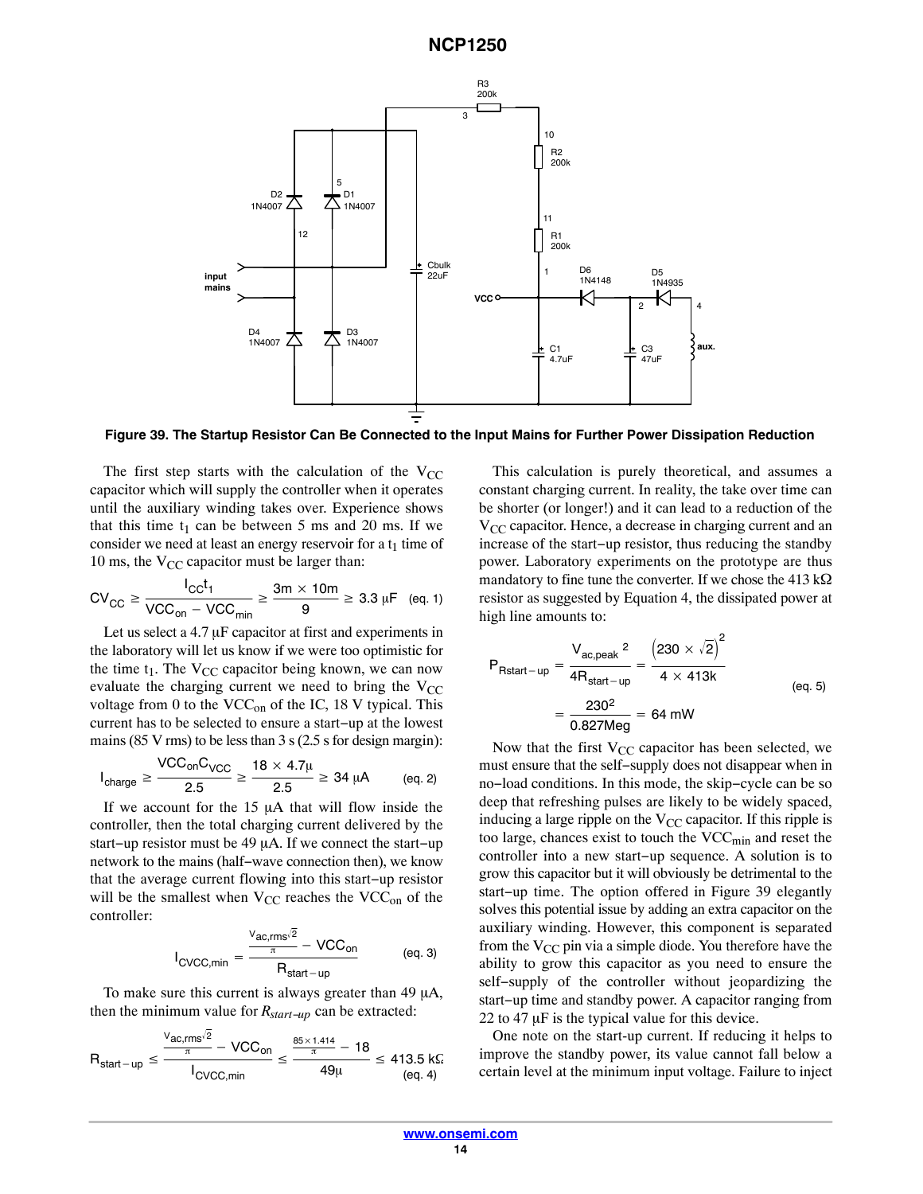Figure 39. The Startup Resistor Can Be Connected to the Input Mains for Further Power Dissipation Reduction

The first step starts with the calculation of the $V_{CC}$ capacitor which will supply the controller when it operates until the auxiliary winding takes over. Experience shows that this time $t_1$ can be between 5 ms and 20 ms. If we consider we need at least an energy reservoir for a $t_1$ time of 10 ms, the $V_{CC}$ capacitor must be larger than:

$$CV_{CC} \geq \frac{I_{CC}t_1}{VCC_{on} - VCC_{min}} \geq \frac{3m \times 10m}{9} \geq 3.3\ \mu F \quad \text{(eq. 1)}$$

Let us select a 4.7 μF capacitor at first and experiments in the laboratory will let us know if we were too optimistic for the time $t_1$. The $V_{CC}$ capacitor being known, we can now evaluate the charging current we need to bring the $V_{CC}$ voltage from 0 to the $VCC_{on}$ of the IC, 18 V typical. This current has to be selected to ensure a start−up at the lowest mains (85 V rms) to be less than 3 s (2.5 s for design margin):

$$I_{charge} \geq \frac{VCC_{on}C_{VCC}}{2.5} \geq \frac{18 \times 4.7\mu}{2.5} \geq 34\ \mu A \quad \text{(eq. 2)}$$

If we account for the 15 μA that will flow inside the controller, then the total charging current delivered by the start−up resistor must be 49 μA. If we connect the start−up network to the mains (half−wave connection then), we know that the average current flowing into this start−up resistor will be the smallest when $V_{CC}$ reaches the $VCC_{on}$ of the controller:

$$I_{CVCC,min} = \frac{\frac{V_{ac,rms}\sqrt{2}}{\pi} - VCC_{on}}{R_{start-up}} \quad \text{(eq. 3)}$$

To make sure this current is always greater than 49 μA, then the minimum value for $R_{start-up}$ can be extracted:

$$R_{start-up} \leq \frac{\frac{V_{ac,rms}\sqrt{2}}{\pi} - VCC_{on}}{I_{CVCC,min}} \leq \frac{\frac{85 \times 1.414}{\pi} - 18}{49\mu} \leq 413.5\ k\Omega \quad \text{(eq. 4)}$$

This calculation is purely theoretical, and assumes a constant charging current. In reality, the take over time can be shorter (or longer!) and it can lead to a reduction of the $V_{CC}$ capacitor. Hence, a decrease in charging current and an increase of the start−up resistor, thus reducing the standby power. Laboratory experiments on the prototype are thus mandatory to fine tune the converter. If we chose the 413 kΩ resistor as suggested by Equation 4, the dissipated power at high line amounts to:

$$P_{Rstart-up} = \frac{V_{ac,peak}^{\;2}}{4R_{start-up}} = \frac{\left(230 \times \sqrt{2}\right)^2}{4 \times 413k} = \frac{230^2}{0.827Meg} = 64\ mW \quad \text{(eq. 5)}$$

Now that the first $V_{CC}$ capacitor has been selected, we must ensure that the self−supply does not disappear when in no−load conditions. In this mode, the skip−cycle can be so deep that refreshing pulses are likely to be widely spaced, inducing a large ripple on the $V_{CC}$ capacitor. If this ripple is too large, chances exist to touch the $VCC_{min}$ and reset the controller into a new start−up sequence. A solution is to grow this capacitor but it will obviously be detrimental to the start−up time. The option offered in Figure 39 elegantly solves this potential issue by adding an extra capacitor on the auxiliary winding. However, this component is separated from the $V_{CC}$ pin via a simple diode. You therefore have the ability to grow this capacitor as you need to ensure the self−supply of the controller without jeopardizing the start−up time and standby power. A capacitor ranging from 22 to 47 μF is the typical value for this device.

One note on the start-up current. If reducing it helps to improve the standby power, its value cannot fall below a certain level at the minimum input voltage. Failure to inject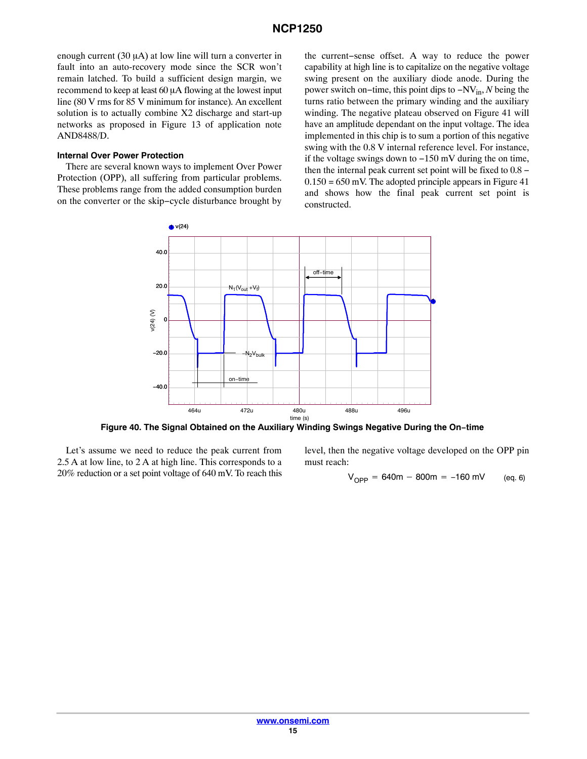enough current (30 μA) at low line will turn a converter in fault into an auto-recovery mode since the SCR won't remain latched. To build a sufficient design margin, we recommend to keep at least 60 μA flowing at the lowest input line (80 V rms for 85 V minimum for instance). An excellent solution is to actually combine X2 discharge and start-up networks as proposed in Figure 13 of application note AND8488/D.

#### Internal Over Power Protection

There are several known ways to implement Over Power Protection (OPP), all suffering from particular problems. These problems range from the added consumption burden on the converter or the skip−cycle disturbance brought by the current−sense offset. A way to reduce the power capability at high line is to capitalize on the negative voltage swing present on the auxiliary diode anode. During the power switch on−time, this point dips to $-NV_{in}$, $N$ being the turns ratio between the primary winding and the auxiliary winding. The negative plateau observed on Figure 41 will have an amplitude dependant on the input voltage. The idea implemented in this chip is to sum a portion of this negative swing with the 0.8 V internal reference level. For instance, if the voltage swings down to −150 mV during the on time, then the internal peak current set point will be fixed to 0.8 − 0.150 = 650 mV. The adopted principle appears in Figure 41 and shows how the final peak current set point is constructed.

**Figure 40. The Signal Obtained on the Auxiliary Winding Swings Negative During the On−time**

Let's assume we need to reduce the peak current from 2.5 A at low line, to 2 A at high line. This corresponds to a 20% reduction or a set point voltage of 640 mV. To reach this level, then the negative voltage developed on the OPP pin must reach:

$$V_{OPP} = 640\text{m} - 800\text{m} = -160\text{ mV} \qquad \text{(eq. 6)}$$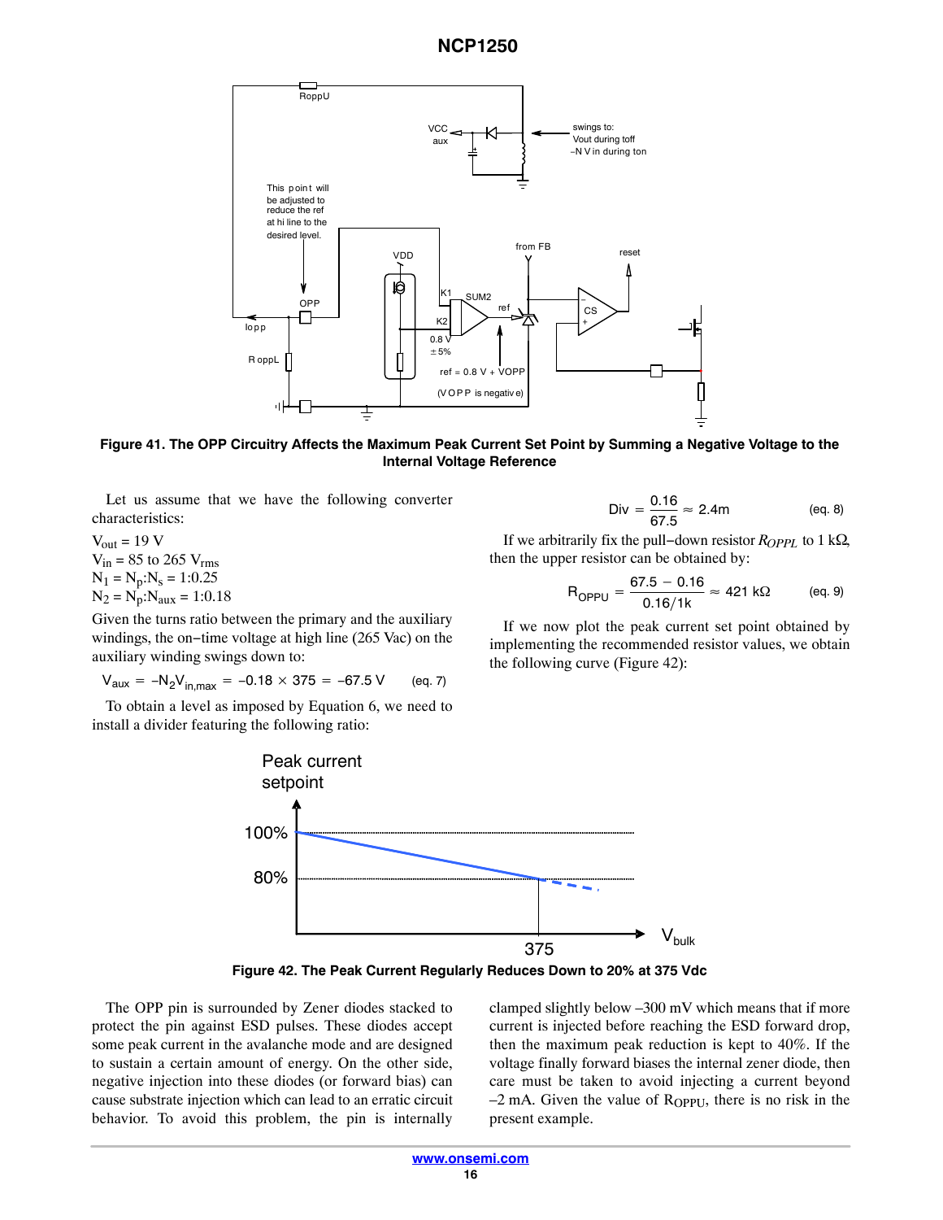Figure 41. The OPP Circuitry Affects the Maximum Peak Current Set Point by Summing a Negative Voltage to the Internal Voltage Reference

Let us assume that we have the following converter characteristics:

$V_{out}$ = 19 V
$V_{in}$ = 85 to 265 $V_{rms}$
$N_1 = N_p{:}N_s$ = 1:0.25
$N_2 = N_p{:}N_{aux}$ = 1:0.18

Given the turns ratio between the primary and the auxiliary windings, the on−time voltage at high line (265 Vac) on the auxiliary winding swings down to:

$$V_{aux} = -N_2 V_{in,max} = -0.18 \times 375 = -67.5\ \text{V} \qquad \text{(eq. 7)}$$

To obtain a level as imposed by Equation 6, we need to install a divider featuring the following ratio:

$$\text{Div} = \frac{0.16}{67.5} \approx 2.4\text{m} \qquad \text{(eq. 8)}$$

If we arbitrarily fix the pull−down resistor $R_{OPPL}$ to 1 kΩ, then the upper resistor can be obtained by:

$$R_{OPPU} = \frac{67.5 - 0.16}{0.16/1\text{k}} \approx 421\ \text{k}\Omega \qquad \text{(eq. 9)}$$

If we now plot the peak current set point obtained by implementing the recommended resistor values, we obtain the following curve (Figure 42):

Figure 42. The Peak Current Regularly Reduces Down to 20% at 375 Vdc

The OPP pin is surrounded by Zener diodes stacked to protect the pin against ESD pulses. These diodes accept some peak current in the avalanche mode and are designed to sustain a certain amount of energy. On the other side, negative injection into these diodes (or forward bias) can cause substrate injection which can lead to an erratic circuit behavior. To avoid this problem, the pin is internally clamped slightly below −300 mV which means that if more current is injected before reaching the ESD forward drop, then the maximum peak reduction is kept to 40%. If the voltage finally forward biases the internal zener diode, then care must be taken to avoid injecting a current beyond −2 mA. Given the value of $R_{OPPU}$, there is no risk in the present example.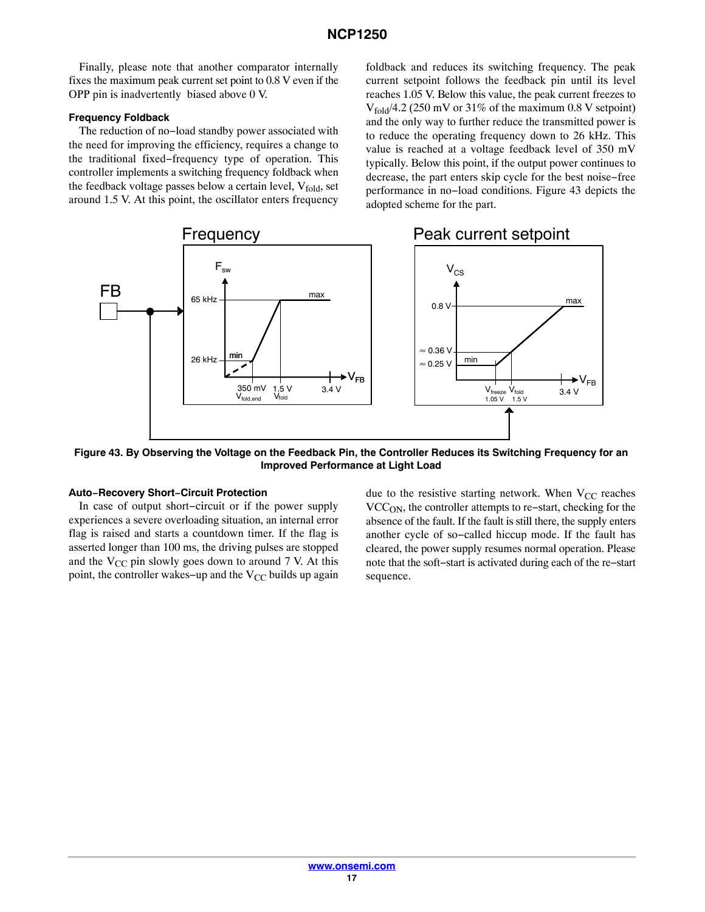Finally, please note that another comparator internally fixes the maximum peak current set point to 0.8 V even if the OPP pin is inadvertently biased above 0 V.

#### Frequency Foldback

The reduction of no−load standby power associated with the need for improving the efficiency, requires a change to the traditional fixed−frequency type of operation. This controller implements a switching frequency foldback when the feedback voltage passes below a certain level, $V_{fold}$, set around 1.5 V. At this point, the oscillator enters frequency foldback and reduces its switching frequency. The peak current setpoint follows the feedback pin until its level reaches 1.05 V. Below this value, the peak current freezes to $V_{fold}/4.2$ (250 mV or 31% of the maximum 0.8 V setpoint) and the only way to further reduce the transmitted power is to reduce the operating frequency down to 26 kHz. This value is reached at a voltage feedback level of 350 mV typically. Below this point, if the output power continues to decrease, the part enters skip cycle for the best noise−free performance in no−load conditions. Figure 43 depicts the adopted scheme for the part.

**Figure 43. By Observing the Voltage on the Feedback Pin, the Controller Reduces its Switching Frequency for an Improved Performance at Light Load**

#### Auto−Recovery Short−Circuit Protection

In case of output short−circuit or if the power supply experiences a severe overloading situation, an internal error flag is raised and starts a countdown timer. If the flag is asserted longer than 100 ms, the driving pulses are stopped and the $V_{CC}$ pin slowly goes down to around 7 V. At this point, the controller wakes−up and the $V_{CC}$ builds up again due to the resistive starting network. When $V_{CC}$ reaches $VCC_{ON}$, the controller attempts to re−start, checking for the absence of the fault. If the fault is still there, the supply enters another cycle of so−called hiccup mode. If the fault has cleared, the power supply resumes normal operation. Please note that the soft−start is activated during each of the re−start sequence.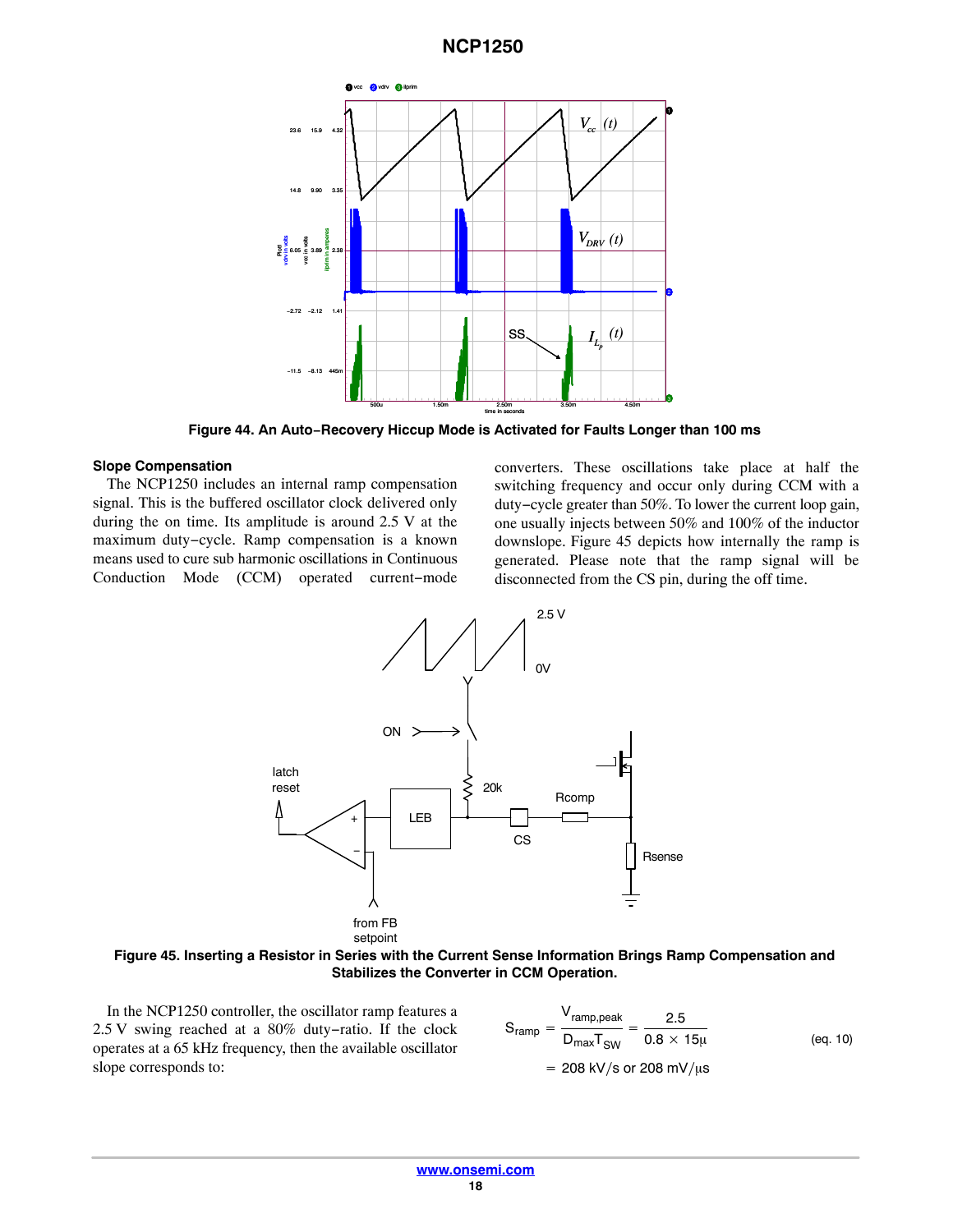**Figure 44. An Auto−Recovery Hiccup Mode is Activated for Faults Longer than 100 ms**

#### Slope Compensation

The NCP1250 includes an internal ramp compensation signal. This is the buffered oscillator clock delivered only during the on time. Its amplitude is around 2.5 V at the maximum duty−cycle. Ramp compensation is a known means used to cure sub harmonic oscillations in Continuous Conduction Mode (CCM) operated current−mode converters. These oscillations take place at half the switching frequency and occur only during CCM with a duty−cycle greater than 50%. To lower the current loop gain, one usually injects between 50% and 100% of the inductor downslope. Figure 45 depicts how internally the ramp is generated. Please note that the ramp signal will be disconnected from the CS pin, during the off time.

**Figure 45. Inserting a Resistor in Series with the Current Sense Information Brings Ramp Compensation and Stabilizes the Converter in CCM Operation.**

In the NCP1250 controller, the oscillator ramp features a 2.5 V swing reached at a 80% duty−ratio. If the clock operates at a 65 kHz frequency, then the available oscillator slope corresponds to:

$$S_{ramp} = \frac{V_{ramp,peak}}{D_{max}T_{SW}} = \frac{2.5}{0.8 \times 15\mu} \qquad \text{(eq. 10)}$$

$$= 208\ \text{kV/s or } 208\ \text{mV/}\mu\text{s}$$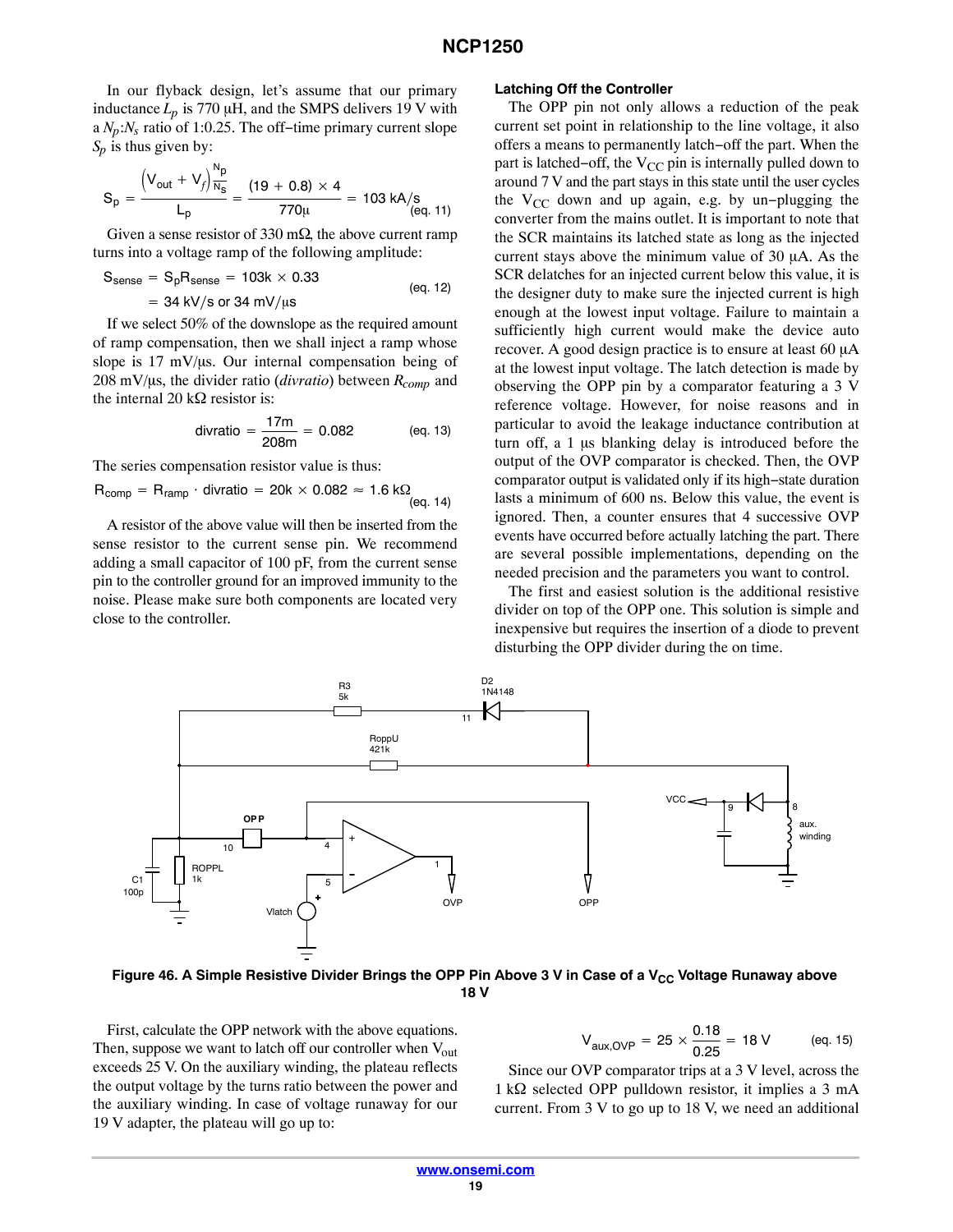In our flyback design, let's assume that our primary inductance $L_p$ is 770 μH, and the SMPS delivers 19 V with a $N_p$:$N_s$ ratio of 1:0.25. The off−time primary current slope $S_p$ is thus given by:

$$S_p = \frac{\left(V_{out} + V_f\right)\frac{N_p}{N_s}}{L_p} = \frac{(19 + 0.8) \times 4}{770\mu} = 103 \text{ kA/s} \quad \text{(eq. 11)}$$

Given a sense resistor of 330 mΩ, the above current ramp turns into a voltage ramp of the following amplitude:

$$S_{sense} = S_p R_{sense} = 103k \times 0.33 = 34 \text{ kV/s or } 34 \text{ mV/}\mu\text{s} \quad \text{(eq. 12)}$$

If we select 50% of the downslope as the required amount of ramp compensation, then we shall inject a ramp whose slope is 17 mV/μs. Our internal compensation being of 208 mV/μs, the divider ratio (*divratio*) between $R_{comp}$ and the internal 20 kΩ resistor is:

$$\text{divratio} = \frac{17m}{208m} = 0.082 \quad \text{(eq. 13)}$$

The series compensation resistor value is thus:

$$R_{comp} = R_{ramp} \cdot \text{divratio} = 20k \times 0.082 \approx 1.6 \text{ k}\Omega \quad \text{(eq. 14)}$$

A resistor of the above value will then be inserted from the sense resistor to the current sense pin. We recommend adding a small capacitor of 100 pF, from the current sense pin to the controller ground for an improved immunity to the noise. Please make sure both components are located very close to the controller.

### Latching Off the Controller

The OPP pin not only allows a reduction of the peak current set point in relationship to the line voltage, it also offers a means to permanently latch−off the part. When the part is latched−off, the $V_{CC}$ pin is internally pulled down to around 7 V and the part stays in this state until the user cycles the $V_{CC}$ down and up again, e.g. by un−plugging the converter from the mains outlet. It is important to note that the SCR maintains its latched state as long as the injected current stays above the minimum value of 30 μA. As the SCR delatches for an injected current below this value, it is the designer duty to make sure the injected current is high enough at the lowest input voltage. Failure to maintain a sufficiently high current would make the device auto recover. A good design practice is to ensure at least 60 μA at the lowest input voltage. The latch detection is made by observing the OPP pin by a comparator featuring a 3 V reference voltage. However, for noise reasons and in particular to avoid the leakage inductance contribution at turn off, a 1 μs blanking delay is introduced before the output of the OVP comparator is checked. Then, the OVP comparator output is validated only if its high−state duration lasts a minimum of 600 ns. Below this value, the event is ignored. Then, a counter ensures that 4 successive OVP events have occurred before actually latching the part. There are several possible implementations, depending on the needed precision and the parameters you want to control.

The first and easiest solution is the additional resistive divider on top of the OPP one. This solution is simple and inexpensive but requires the insertion of a diode to prevent disturbing the OPP divider during the on time.

**Figure 46. A Simple Resistive Divider Brings the OPP Pin Above 3 V in Case of a $V_{CC}$ Voltage Runaway above 18 V**

First, calculate the OPP network with the above equations. Then, suppose we want to latch off our controller when $V_{out}$ exceeds 25 V. On the auxiliary winding, the plateau reflects the output voltage by the turns ratio between the power and the auxiliary winding. In case of voltage runaway for our 19 V adapter, the plateau will go up to:

$$V_{aux,OVP} = 25 \times \frac{0.18}{0.25} = 18 \text{ V} \quad \text{(eq. 15)}$$

Since our OVP comparator trips at a 3 V level, across the 1 kΩ selected OPP pulldown resistor, it implies a 3 mA current. From 3 V to go up to 18 V, we need an additional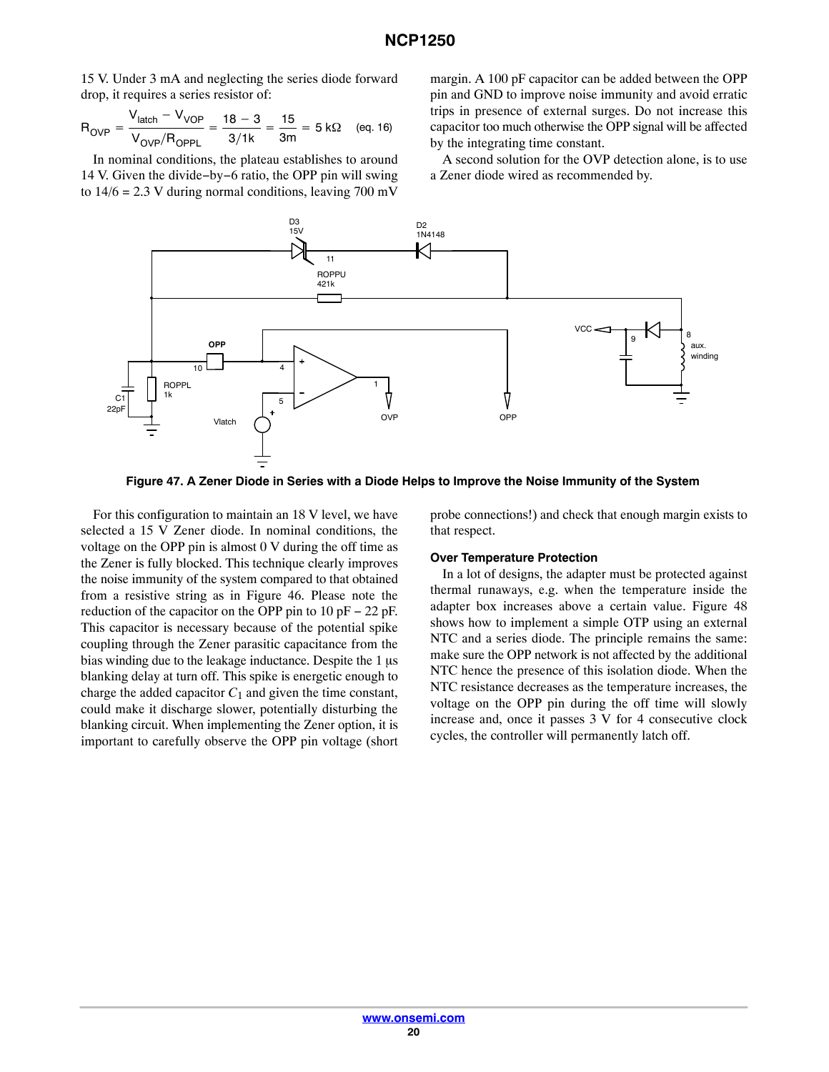15 V. Under 3 mA and neglecting the series diode forward drop, it requires a series resistor of:

$$R_{OVP} = \frac{V_{latch} - V_{VOP}}{V_{OVP}/R_{OPPL}} = \frac{18 - 3}{3/1k} = \frac{15}{3m} = 5\ k\Omega \quad \text{(eq. 16)}$$

In nominal conditions, the plateau establishes to around 14 V. Given the divide−by−6 ratio, the OPP pin will swing to 14/6 = 2.3 V during normal conditions, leaving 700 mV margin. A 100 pF capacitor can be added between the OPP pin and GND to improve noise immunity and avoid erratic trips in presence of external surges. Do not increase this capacitor too much otherwise the OPP signal will be affected by the integrating time constant.

A second solution for the OVP detection alone, is to use a Zener diode wired as recommended by.

**Figure 47. A Zener Diode in Series with a Diode Helps to Improve the Noise Immunity of the System**

For this configuration to maintain an 18 V level, we have selected a 15 V Zener diode. In nominal conditions, the voltage on the OPP pin is almost 0 V during the off time as the Zener is fully blocked. This technique clearly improves the noise immunity of the system compared to that obtained from a resistive string as in Figure 46. Please note the reduction of the capacitor on the OPP pin to 10 pF − 22 pF. This capacitor is necessary because of the potential spike coupling through the Zener parasitic capacitance from the bias winding due to the leakage inductance. Despite the 1 μs blanking delay at turn off. This spike is energetic enough to charge the added capacitor $C_1$ and given the time constant, could make it discharge slower, potentially disturbing the blanking circuit. When implementing the Zener option, it is important to carefully observe the OPP pin voltage (short probe connections!) and check that enough margin exists to that respect.

### Over Temperature Protection

In a lot of designs, the adapter must be protected against thermal runaways, e.g. when the temperature inside the adapter box increases above a certain value. Figure 48 shows how to implement a simple OTP using an external NTC and a series diode. The principle remains the same: make sure the OPP network is not affected by the additional NTC hence the presence of this isolation diode. When the NTC resistance decreases as the temperature increases, the voltage on the OPP pin during the off time will slowly increase and, once it passes 3 V for 4 consecutive clock cycles, the controller will permanently latch off.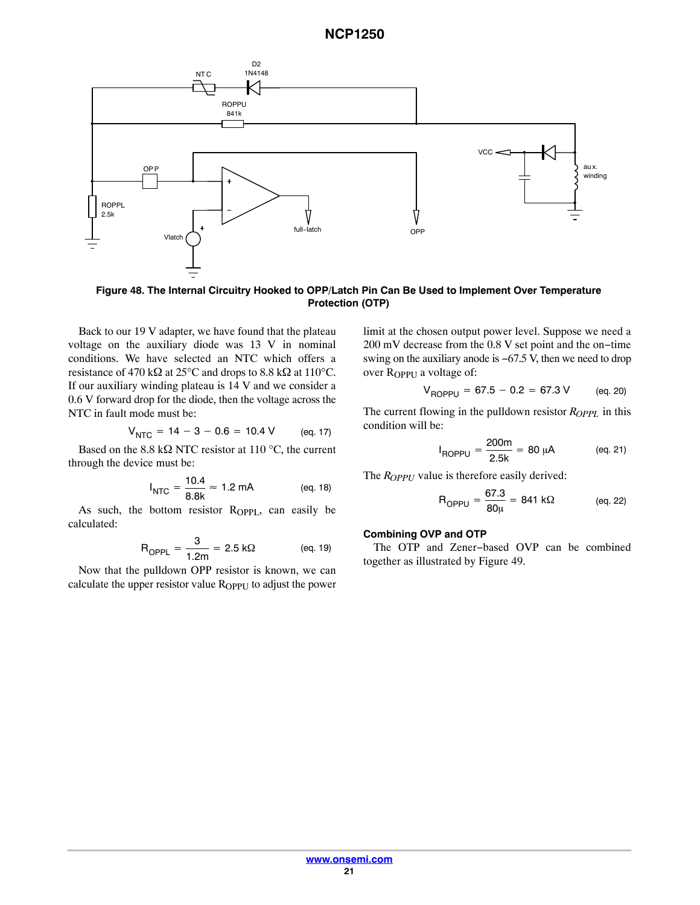Figure 48. The Internal Circuitry Hooked to OPP/Latch Pin Can Be Used to Implement Over Temperature Protection (OTP)

Back to our 19 V adapter, we have found that the plateau voltage on the auxiliary diode was 13 V in nominal conditions. We have selected an NTC which offers a resistance of 470 kΩ at 25°C and drops to 8.8 kΩ at 110°C. If our auxiliary winding plateau is 14 V and we consider a 0.6 V forward drop for the diode, then the voltage across the NTC in fault mode must be:

$$V_{NTC} = 14 - 3 - 0.6 = 10.4\ \text{V} \qquad \text{(eq. 17)}$$

Based on the 8.8 kΩ NTC resistor at 110 °C, the current through the device must be:

$$I_{NTC} = \frac{10.4}{8.8k} \approx 1.2\ \text{mA} \qquad \text{(eq. 18)}$$

As such, the bottom resistor $R_{OPPL}$, can easily be calculated:

$$R_{OPPL} = \frac{3}{1.2m} = 2.5\ \text{k}\Omega \qquad \text{(eq. 19)}$$

Now that the pulldown OPP resistor is known, we can calculate the upper resistor value $R_{OPPU}$ to adjust the power limit at the chosen output power level. Suppose we need a 200 mV decrease from the 0.8 V set point and the on−time swing on the auxiliary anode is −67.5 V, then we need to drop over $R_{OPPU}$ a voltage of:

$$V_{ROPPU} = 67.5 - 0.2 = 67.3\ \text{V} \qquad \text{(eq. 20)}$$

The current flowing in the pulldown resistor $R_{OPPL}$ in this condition will be:

$$I_{ROPPU} = \frac{200m}{2.5k} = 80\ \mu\text{A} \qquad \text{(eq. 21)}$$

The $R_{OPPU}$ value is therefore easily derived:

$$R_{OPPU} = \frac{67.3}{80\mu} = 841\ \text{k}\Omega \qquad \text{(eq. 22)}$$

### Combining OVP and OTP

The OTP and Zener−based OVP can be combined together as illustrated by Figure 49.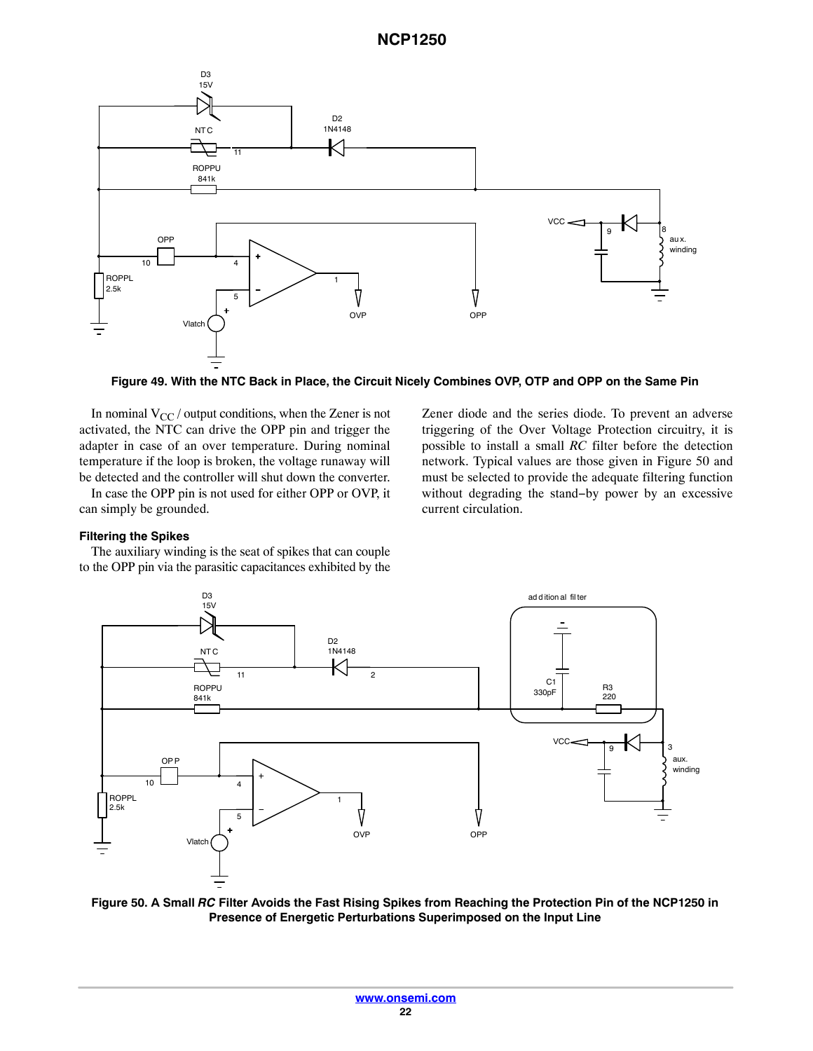Figure 49. With the NTC Back in Place, the Circuit Nicely Combines OVP, OTP and OPP on the Same Pin

In nominal $V_{CC}$ / output conditions, when the Zener is not activated, the NTC can drive the OPP pin and trigger the adapter in case of an over temperature. During nominal temperature if the loop is broken, the voltage runaway will be detected and the controller will shut down the converter.

In case the OPP pin is not used for either OPP or OVP, it can simply be grounded.

#### Filtering the Spikes

The auxiliary winding is the seat of spikes that can couple to the OPP pin via the parasitic capacitances exhibited by the Zener diode and the series diode. To prevent an adverse triggering of the Over Voltage Protection circuitry, it is possible to install a small *RC* filter before the detection network. Typical values are those given in Figure 50 and must be selected to provide the adequate filtering function without degrading the stand−by power by an excessive current circulation.

Figure 50. A Small *RC* Filter Avoids the Fast Rising Spikes from Reaching the Protection Pin of the NCP1250 in Presence of Energetic Perturbations Superimposed on the Input Line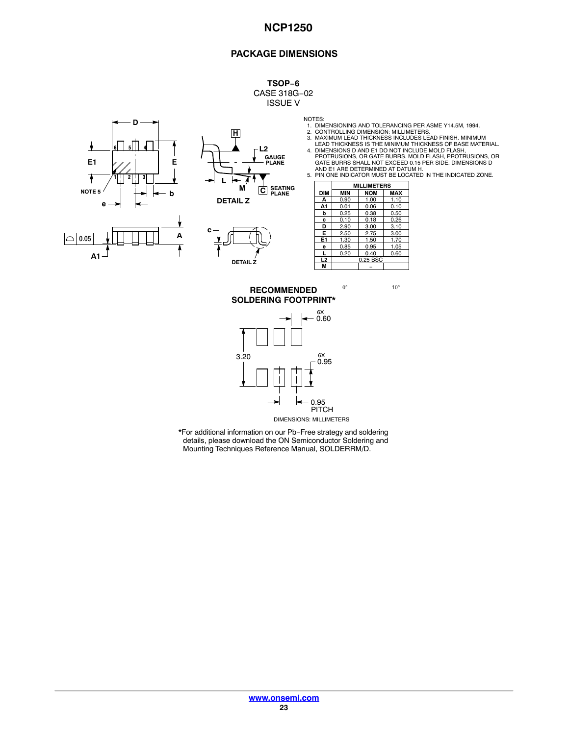## PACKAGE DIMENSIONS

**TSOP−6**
CASE 318G−02
ISSUE V

NOTES:
1. DIMENSIONING AND TOLERANCING PER ASME Y14.5M, 1994.
2. CONTROLLING DIMENSION: MILLIMETERS.
3. MAXIMUM LEAD THICKNESS INCLUDES LEAD FINISH. MINIMUM LEAD THICKNESS IS THE MINIMUM THICKNESS OF BASE MATERIAL.
4. DIMENSIONS D AND E1 DO NOT INCLUDE MOLD FLASH, PROTRUSIONS, OR GATE BURRS. MOLD FLASH, PROTRUSIONS, OR GATE BURRS SHALL NOT EXCEED 0.15 PER SIDE. DIMENSIONS D AND E1 ARE DETERMINED AT DATUM H.
5. PIN ONE INDICATOR MUST BE LOCATED IN THE INDICATED ZONE.

| DIM | MILLIMETERS | | |
|---|---|---|---|
| | MIN | NOM | MAX |
| A | 0.90 | 1.00 | 1.10 |
| A1 | 0.01 | 0.06 | 0.10 |
| b | 0.25 | 0.38 | 0.50 |
| c | 0.10 | 0.18 | 0.26 |
| D | 2.90 | 3.00 | 3.10 |
| E | 2.50 | 2.75 | 3.00 |
| E1 | 1.30 | 1.50 | 1.70 |
| e | 0.85 | 0.95 | 1.05 |
| L | 0.20 | 0.40 | 0.60 |
| L2 | | 0.25 BSC | |
| M | 0° | − | 10° |

**RECOMMENDED SOLDERING FOOTPRINT***

DIMENSIONS: MILLIMETERS

*For additional information on our Pb−Free strategy and soldering details, please download the ON Semiconductor Soldering and Mounting Techniques Reference Manual, SOLDERRM/D.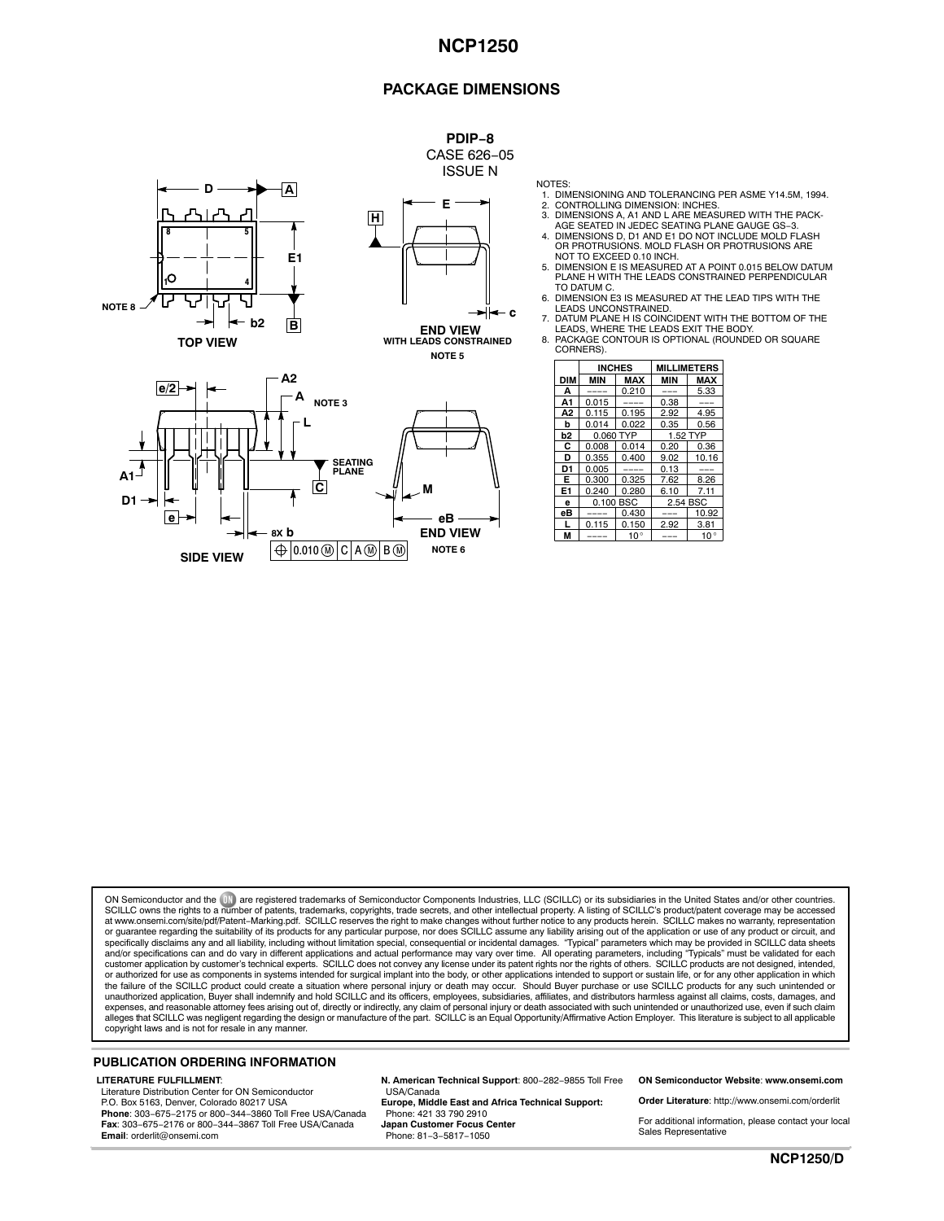## PACKAGE DIMENSIONS

**PDIP−8**
CASE 626−05
ISSUE N

D
A
E1
B
NOTE 8
b2
TOP VIEW
E
H
c
END VIEW
WITH LEADS CONSTRAINED
NOTE 5
e/2
A2
A
NOTE 3
L
SEATING PLANE
C
A1
D1
e
8X b
0.010 M C A M B M
SIDE VIEW
M
eB
END VIEW
NOTE 6

NOTES:

1. DIMENSIONING AND TOLERANCING PER ASME Y14.5M, 1994.
2. CONTROLLING DIMENSION: INCHES.
3. DIMENSIONS A, A1 AND L ARE MEASURED WITH THE PACKAGE SEATED IN JEDEC SEATING PLANE GAUGE GS−3.
4. DIMENSIONS D, D1 AND E1 DO NOT INCLUDE MOLD FLASH OR PROTRUSIONS. MOLD FLASH OR PROTRUSIONS ARE NOT TO EXCEED 0.10 INCH.
5. DIMENSION E IS MEASURED AT A POINT 0.015 BELOW DATUM PLANE H WITH THE LEADS CONSTRAINED PERPENDICULAR TO DATUM C.
6. DIMENSION E3 IS MEASURED AT THE LEAD TIPS WITH THE LEADS UNCONSTRAINED.
7. DATUM PLANE H IS COINCIDENT WITH THE BOTTOM OF THE LEADS, WHERE THE LEADS EXIT THE BODY.
8. PACKAGE CONTOUR IS OPTIONAL (ROUNDED OR SQUARE CORNERS).

| | INCHES | | MILLIMETERS | |
|---|---|---|---|---|
| DIM | MIN | MAX | MIN | MAX |
| A | ---- | 0.210 | --- | 5.33 |
| A1 | 0.015 | ---- | 0.38 | --- |
| A2 | 0.115 | 0.195 | 2.92 | 4.95 |
| b | 0.014 | 0.022 | 0.35 | 0.56 |
| b2 | 0.060 TYP | | 1.52 TYP | |
| C | 0.008 | 0.014 | 0.20 | 0.36 |
| D | 0.355 | 0.400 | 9.02 | 10.16 |
| D1 | 0.005 | ---- | 0.13 | --- |
| E | 0.300 | 0.325 | 7.62 | 8.26 |
| E1 | 0.240 | 0.280 | 6.10 | 7.11 |
| e | 0.100 BSC | | 2.54 BSC | |
| eB | ---- | 0.430 | --- | 10.92 |
| L | 0.115 | 0.150 | 2.92 | 3.81 |
| M | ---- | 10° | --- | 10° |

ON Semiconductor and the ON logo are registered trademarks of Semiconductor Components Industries, LLC (SCILLC) or its subsidiaries in the United States and/or other countries. SCILLC owns the rights to a number of patents, trademarks, copyrights, trade secrets, and other intellectual property. A listing of SCILLC's product/patent coverage may be accessed at www.onsemi.com/site/pdf/Patent−Marking.pdf. SCILLC reserves the right to make changes without further notice to any products herein. SCILLC makes no warranty, representation or guarantee regarding the suitability of its products for any particular purpose, nor does SCILLC assume any liability arising out of the application or use of any product or circuit, and specifically disclaims any and all liability, including without limitation special, consequential or incidental damages. "Typical" parameters which may be provided in SCILLC data sheets and/or specifications can and do vary in different applications and actual performance may vary over time. All operating parameters, including "Typicals" must be validated for each customer application by customer's technical experts. SCILLC does not convey any license under its patent rights nor the rights of others. SCILLC products are not designed, intended, or authorized for use as components in systems intended for surgical implant into the body, or other applications intended to support or sustain life, or for any other application in which the failure of the SCILLC product could create a situation where personal injury or death may occur. Should Buyer purchase or use SCILLC products for any such unintended or unauthorized application, Buyer shall indemnify and hold SCILLC and its officers, employees, subsidiaries, affiliates, and distributors harmless against all claims, costs, damages, and expenses, and reasonable attorney fees arising out of, directly or indirectly, any claim of personal injury or death associated with such unintended or unauthorized use, even if such claim alleges that SCILLC was negligent regarding the design or manufacture of the part. SCILLC is an Equal Opportunity/Affirmative Action Employer. This literature is subject to all applicable copyright laws and is not for resale in any manner.

### PUBLICATION ORDERING INFORMATION

**LITERATURE FULFILLMENT**:
Literature Distribution Center for ON Semiconductor
P.O. Box 5163, Denver, Colorado 80217 USA
**Phone**: 303−675−2175 or 800−344−3860 Toll Free USA/Canada
**Fax**: 303−675−2176 or 800−344−3867 Toll Free USA/Canada
**Email**: orderlit@onsemi.com

**N. American Technical Support**: 800−282−9855 Toll Free USA/Canada
**Europe, Middle East and Africa Technical Support:**
Phone: 421 33 790 2910
**Japan Customer Focus Center**
Phone: 81−3−5817−1050

**ON Semiconductor Website**: **www.onsemi.com**

**Order Literature**: http://www.onsemi.com/orderlit

For additional information, please contact your local Sales Representative

**NCP1250/D**